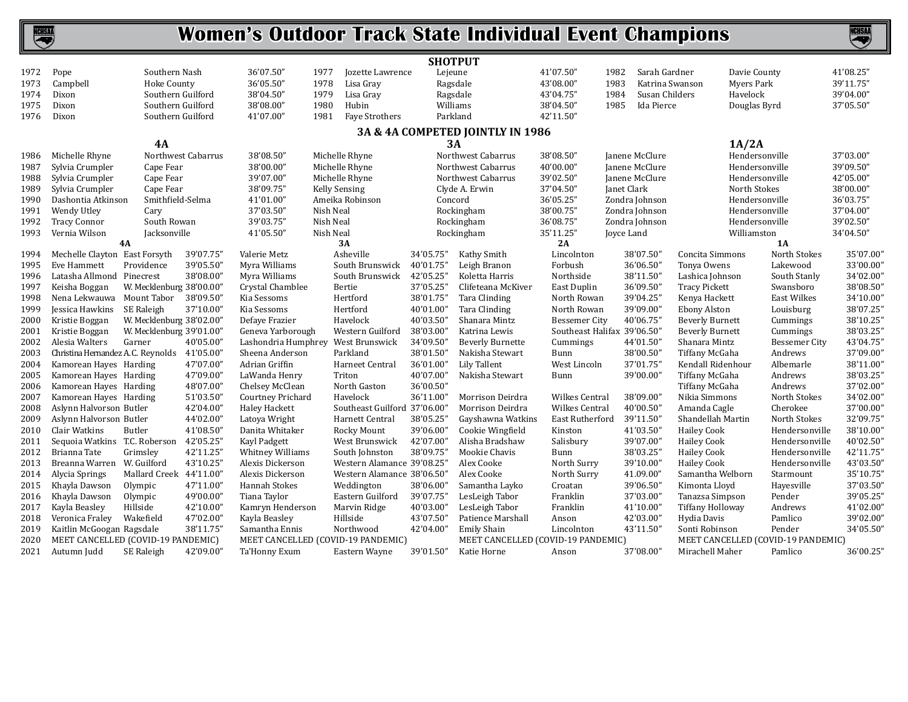# Women's Outdoor Track State Individual Event Champions

## SHOTPUT

| Year | Name | School | Mark | Year | Name | School | Mark | Year | Name | School | Mark |
|---|---|---|---|---|---|---|---|---|---|---|---|
| 1972 | Pope | Southern Nash | 36'07.50" | 1977 | Jozette Lawrence | Lejeune | 41'07.50" | 1982 | Sarah Gardner | Davie County | 41'08.25" |
| 1973 | Campbell | Hoke County | 36'05.50" | 1978 | Lisa Gray | Ragsdale | 43'08.00" | 1983 | Katrina Swanson | Myers Park | 39'11.75" |
| 1974 | Dixon | Southern Guilford | 38'04.50" | 1979 | Lisa Gray | Ragsdale | 43'04.75" | 1984 | Susan Childers | Havelock | 39'04.00" |
| 1975 | Dixon | Southern Guilford | 38'08.00" | 1980 | Hubin | Williams | 38'04.50" | 1985 | Ida Pierce | Douglas Byrd | 37'05.50" |
| 1976 | Dixon | Southern Guilford | 41'07.00" | 1981 | Faye Strothers | Parkland | 42'11.50" | | | | |

### 3A & 4A COMPETED JOINTLY IN 1986

| Year | 4A | | | 3A | | | 1A/2A | | |
|---|---|---|---|---|---|---|---|---|---|
| 1986 | Michelle Rhyne | Northwest Cabarrus | 38'08.50" | Michelle Rhyne | Northwest Cabarrus | 38'08.50" | Janene McClure | Hendersonville | 37'03.00" |
| 1987 | Sylvia Crumpler | Cape Fear | 38'00.00" | Michelle Rhyne | Northwest Cabarrus | 40'00.00" | Janene McClure | Hendersonville | 39'09.50" |
| 1988 | Sylvia Crumpler | Cape Fear | 39'07.00" | Michelle Rhyne | Northwest Cabarrus | 39'02.50" | Janene McClure | Hendersonville | 42'05.00" |
| 1989 | Sylvia Crumpler | Cape Fear | 38'09.75" | Kelly Sensing | Clyde A. Erwin | 37'04.50" | Janet Clark | North Stokes | 38'00.00" |
| 1990 | Dashontia Atkinson | Smithfield-Selma | 41'01.00" | Ameika Robinson | Concord | 36'05.25" | Zondra Johnson | Hendersonville | 36'03.75" |
| 1991 | Wendy Utley | Cary | 37'03.50" | Nish Neal | Rockingham | 38'00.75" | Zondra Johnson | Hendersonville | 37'04.00" |
| 1992 | Tracy Connor | South Rowan | 39'03.75" | Nish Neal | Rockingham | 36'08.75" | Zondra Johnson | Hendersonville | 39'02.50" |
| 1993 | Vernia Wilson | Jacksonville | 41'05.50" | Nish Neal | Rockingham | 35'11.25" | Joyce Land | Williamston | 34'04.50" |

| Year | 4A | | | 3A | | | 2A | | | 1A | | |
|---|---|---|---|---|---|---|---|---|---|---|---|---|
| 1994 | Mechelle Clayton | East Forsyth | 39'07.75" | Valerie Metz | Asheville | 34'05.75" | Kathy Smith | Lincolnton | 38'07.50" | Concita Simmons | North Stokes | 35'07.00" |
| 1995 | Eve Hammett | Providence | 39'05.50" | Myra Williams | South Brunswick | 40'01.75" | Leigh Branon | Forbush | 36'06.50" | Tonya Owens | Lakewood | 33'00.00" |
| 1996 | Latasha Allmond | Pinecrest | 38'08.00" | Myra Williams | South Brunswick | 42'05.25" | Koletta Harris | Northside | 38'11.50" | Lashica Johnson | South Stanly | 34'02.00" |
| 1997 | Keisha Boggan | W. Mecklenburg | 38'00.00" | Crystal Chamblee | Bertie | 37'05.25" | Clifeteana McKiver | East Duplin | 36'09.50" | Tracy Pickett | Swansboro | 38'08.50" |
| 1998 | Nena Lekwauwa | Mount Tabor | 38'09.50" | Kia Sessoms | Hertford | 38'01.75" | Tara Clinding | North Rowan | 39'04.25" | Kenya Hackett | East Wilkes | 34'10.00" |
| 1999 | Jessica Hawkins | SE Raleigh | 37'10.00" | Kia Sessoms | Hertford | 40'01.00" | Tara Clinding | North Rowan | 39'09.00" | Ebony Alston | Louisburg | 38'07.25" |
| 2000 | Kristie Boggan | W. Mecklenburg | 38'02.00" | Defaye Frazier | Havelock | 40'03.50" | Shanara Mintz | Bessemer City | 40'06.75" | Beverly Burnett | Cummings | 38'10.25" |
| 2001 | Kristie Boggan | W. Mecklenburg | 39'01.00" | Geneva Yarborough | Western Guilford | 38'03.00" | Katrina Lewis | Southeast Halifax | 39'06.50" | Beverly Burnett | Cummings | 38'03.25" |
| 2002 | Alesia Walters | Garner | 40'05.00" | Lashondria Humphrey | West Brunswick | 34'09.50" | Beverly Burnette | Cummings | 44'01.50" | Shanara Mintz | Bessemer City | 43'04.75" |
| 2003 | Christina Hernandez | A.C. Reynolds | 41'05.00" | Sheena Anderson | Parkland | 38'01.50" | Nakisha Stewart | Bunn | 38'00.50" | Tiffany McGaha | Andrews | 37'09.00" |
| 2004 | Kamorean Hayes | Harding | 47'07.00" | Adrian Griffin | Harneet Central | 36'01.00" | Lily Tallent | West Lincoln | 37'01.75" | Kendall Ridenhour | Albemarle | 38'11.00" |
| 2005 | Kamorean Hayes | Harding | 47'09.00" | LaWanda Henry | Triton | 40'07.00" | Nakisha Stewart | Bunn | 39'00.00" | Tiffany McGaha | Andrews | 38'03.25" |
| 2006 | Kamorean Hayes | Harding | 48'07.00" | Chelsey McClean | North Gaston | 36'00.50" | | | | Tiffany McGaha | Andrews | 37'02.00" |
| 2007 | Kamorean Hayes | Harding | 51'03.50" | Courtney Prichard | Havelock | 36'11.00" | Morrison Deirdra | Wilkes Central | 38'09.00" | Nikia Simmons | North Stokes | 34'02.00" |
| 2008 | Aslynn Halvorson | Butler | 42'04.00" | Haley Hackett | Southeast Guilford | 37'06.00" | Morrison Deirdra | Wilkes Central | 40'00.50" | Amanda Cagle | Cherokee | 37'00.00" |
| 2009 | Aslynn Halvorson | Butler | 44'02.00" | Latoya Wright | Harnett Central | 38'05.25" | Gayshawna Watkins | East Rutherford | 39'11.50" | Shandellah Martin | North Stokes | 32'09.75" |
| 2010 | Clair Watkins | Butler | 41'08.50" | Danita Whitaker | Rocky Mount | 39'06.00" | Cookie Wingfield | Kinston | 41'03.50" | Hailey Cook | Hendersonville | 38'10.00" |
| 2011 | Sequoia Watkins | T.C. Roberson | 42'05.25" | Kayl Padgett | West Brunswick | 42'07.00" | Alisha Bradshaw | Salisbury | 39'07.00" | Hailey Cook | Hendersonville | 40'02.50" |
| 2012 | Brianna Tate | Grimsley | 42'11.25" | Whitney Williams | South Johnston | 38'09.75" | Mookie Chavis | Bunn | 38'03.25" | Hailey Cook | Hendersonville | 42'11.75" |
| 2013 | Breanna Warren | W. Guilford | 43'10.25" | Alexis Dickerson | Western Alamance | 39'08.25" | Alex Cooke | North Surry | 39'10.00" | Hailey Cook | Hendersonville | 43'03.50" |
| 2014 | Alycia Springs | Mallard Creek | 44'11.00" | Alexis Dickerson | Western Alamance | 38'06.50" | Alex Cooke | North Surry | 41.09.00" | Samantha Welborn | Starmount | 35'10.75" |
| 2015 | Khayla Dawson | Olympic | 47'11.00" | Hannah Stokes | Weddington | 38'06.00" | Samantha Layko | Croatan | 39'06.50" | Kimonta Lloyd | Hayesville | 37'03.50" |
| 2016 | Khayla Dawson | Olympic | 49'00.00" | Tiana Taylor | Eastern Guilford | 39'07.75" | LesLeigh Tabor | Franklin | 37'03.00" | Tanazsa Simpson | Pender | 39'05.25" |
| 2017 | Kayla Beasley | Hillside | 42'10.00" | Kamryn Henderson | Marvin Ridge | 40'03.00" | LesLeigh Tabor | Franklin | 41'10.00" | Tiffany Holloway | Andrews | 41'02.00" |
| 2018 | Veronica Fraley | Wakefield | 47'02.00" | Kayla Beasley | Hillside | 43'07.50" | Patience Marshall | Anson | 42'03.00" | Hydia Davis | Pamlico | 39'02.00" |
| 2019 | Kaitlin McGoogan | Ragsdale | 38'11.75" | Samantha Ennis | Northwood | 42'04.00" | Emily Shain | Lincolnton | 43'11.50" | Sonti Robinson | Pender | 34'05.50" |
| 2020 | MEET CANCELLED (COVID-19 PANDEMIC) | | | MEET CANCELLED (COVID-19 PANDEMIC) | | | MEET CANCELLED (COVID-19 PANDEMIC) | | | MEET CANCELLED (COVID-19 PANDEMIC) | | |
| 2021 | Autumn Judd | SE Raleigh | 42'09.00" | Ta'Honny Exum | Eastern Wayne | 39'01.50" | Katie Horne | Anson | 37'08.00" | Mirachell Maher | Pamlico | 36'00.25" |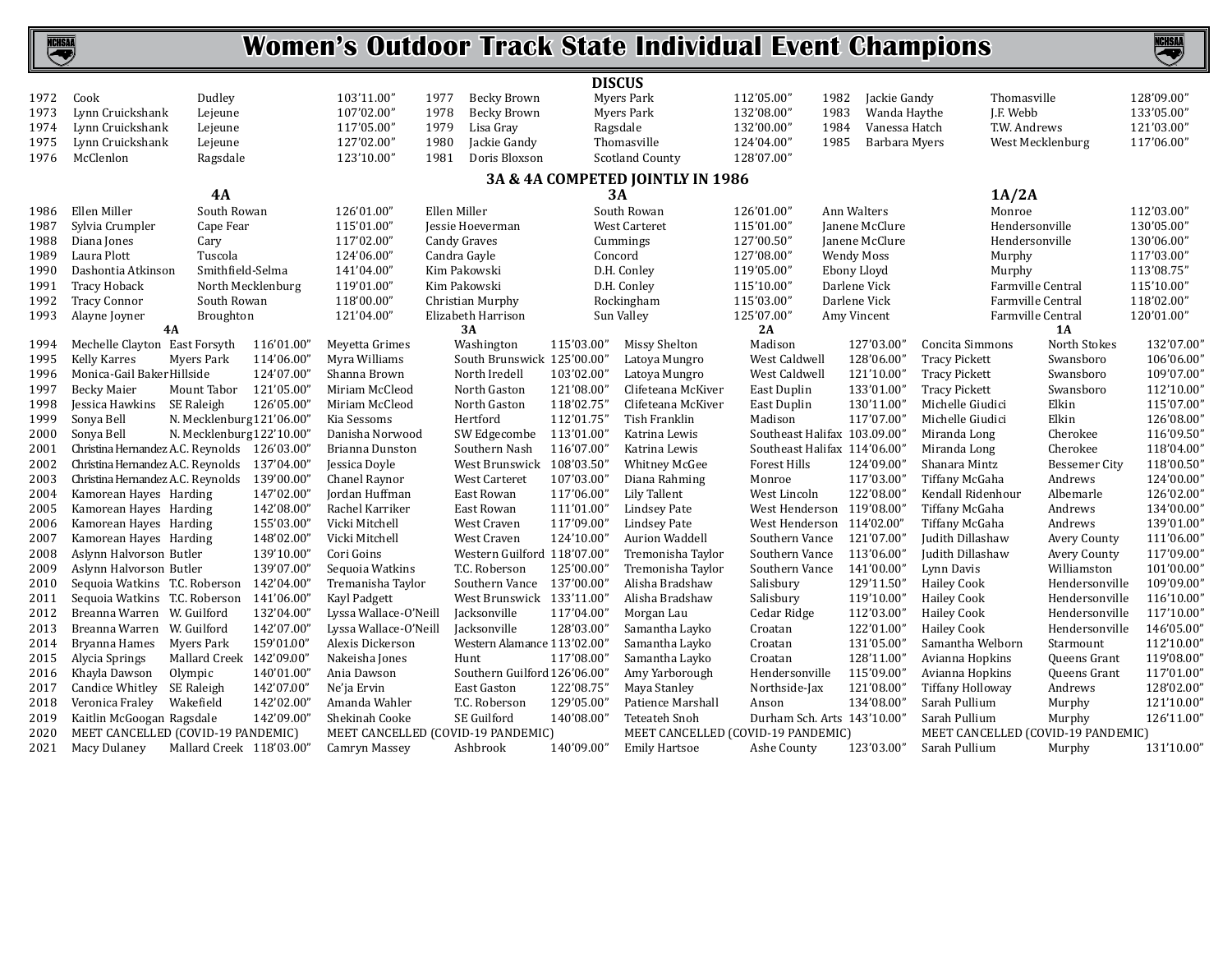# Women's Outdoor Track State Individual Event Champions

## DISCUS

| Year | Name | School | Mark | Year | Name | School | Mark | Year | Name | School | Mark |
|---|---|---|---|---|---|---|---|---|---|---|---|
| 1972 | Cook | Dudley | 103'11.00" | 1977 | Becky Brown | Myers Park | 112'05.00" | 1982 | Jackie Gandy | Thomasville | 128'09.00" |
| 1973 | Lynn Cruickshank | Lejeune | 107'02.00" | 1978 | Becky Brown | Myers Park | 132'08.00" | 1983 | Wanda Haythe | J.F. Webb | 133'05.00" |
| 1974 | Lynn Cruickshank | Lejeune | 117'05.00" | 1979 | Lisa Gray | Ragsdale | 132'00.00" | 1984 | Vanessa Hatch | T.W. Andrews | 121'03.00" |
| 1975 | Lynn Cruickshank | Lejeune | 127'02.00" | 1980 | Jackie Gandy | Thomasville | 124'04.00" | 1985 | Barbara Myers | West Mecklenburg | 117'06.00" |
| 1976 | McClenlon | Ragsdale | 123'10.00" | 1981 | Doris Bloxson | Scotland County | 128'07.00" | | | | |

### 3A & 4A COMPETED JOINTLY IN 1986

| Year | 4A | School | Mark | 3A | School | Mark | 1A/2A | School | Mark |
|---|---|---|---|---|---|---|---|---|---|
| 1986 | Ellen Miller | South Rowan | 126'01.00" | Ellen Miller | South Rowan | 126'01.00" | Ann Walters | Monroe | 112'03.00" |
| 1987 | Sylvia Crumpler | Cape Fear | 115'01.00" | Jessie Hoeverman | West Carteret | 115'01.00" | Janene McClure | Hendersonville | 130'05.00" |
| 1988 | Diana Jones | Cary | 117'02.00" | Candy Graves | Cummings | 127'00.50" | Janene McClure | Hendersonville | 130'06.00" |
| 1989 | Laura Plott | Tuscola | 124'06.00" | Candra Gayle | Concord | 127'08.00" | Wendy Moss | Murphy | 117'03.00" |
| 1990 | Dashontia Atkinson | Smithfield-Selma | 141'04.00" | Kim Pakowski | D.H. Conley | 119'05.00" | Ebony Lloyd | Murphy | 113'08.75" |
| 1991 | Tracy Hoback | North Mecklenburg | 119'01.00" | Kim Pakowski | D.H. Conley | 115'10.00" | Darlene Vick | Farmville Central | 115'10.00" |
| 1992 | Tracy Connor | South Rowan | 118'00.00" | Christian Murphy | Rockingham | 115'03.00" | Darlene Vick | Farmville Central | 118'02.00" |
| 1993 | Alayne Joyner | Broughton | 121'04.00" | Elizabeth Harrison | Sun Valley | 125'07.00" | Amy Vincent | Farmville Central | 120'01.00" |

| Year | 4A | School | Mark | 3A | School | Mark | 2A | School | Mark | 1A | School | Mark |
|---|---|---|---|---|---|---|---|---|---|---|---|---|
| 1994 | Mechelle Clayton | East Forsyth | 116'01.00" | Meyetta Grimes | Washington | 115'03.00" | Missy Shelton | Madison | 127'03.00" | Concita Simmons | North Stokes | 132'07.00" |
| 1995 | Kelly Karres | Myers Park | 114'06.00" | Myra Williams | South Brunswick | 125'00.00" | Latoya Mungro | West Caldwell | 128'06.00" | Tracy Pickett | Swansboro | 106'06.00" |
| 1996 | Monica-Gail Baker | Hillside | 124'07.00" | Shanna Brown | North Iredell | 103'02.00" | Latoya Mungro | West Caldwell | 121'10.00" | Tracy Pickett | Swansboro | 109'07.00" |
| 1997 | Becky Maier | Mount Tabor | 121'05.00" | Miriam McCleod | North Gaston | 121'08.00" | Clifeteana McKiver | East Duplin | 133'01.00" | Tracy Pickett | Swansboro | 112'10.00" |
| 1998 | Jessica Hawkins | SE Raleigh | 126'05.00" | Miriam McCleod | North Gaston | 118'02.75" | Clifeteana McKiver | East Duplin | 130'11.00" | Michelle Giudici | Elkin | 115'07.00" |
| 1999 | Sonya Bell | N. Mecklenburg | 121'06.00" | Kia Sessoms | Hertford | 112'01.75" | Tish Franklin | Madison | 117'07.00" | Michelle Giudici | Elkin | 126'08.00" |
| 2000 | Sonya Bell | N. Mecklenburg | 122'10.00" | Danisha Norwood | SW Edgecombe | 113'01.00" | Katrina Lewis | Southeast Halifax | 103.09.00" | Miranda Long | Cherokee | 116'09.50" |
| 2001 | Christina Hernandez | A.C. Reynolds | 126'03.00" | Brianna Dunston | Southern Nash | 116'07.00" | Katrina Lewis | Southeast Halifax | 114'06.00" | Miranda Long | Cherokee | 118'04.00" |
| 2002 | Christina Hernandez | A.C. Reynolds | 137'04.00" | Jessica Doyle | West Brunswick | 108'03.50" | Whitney McGee | Forest Hills | 124'09.00" | Shanara Mintz | Bessemer City | 118'00.50" |
| 2003 | Christina Hernandez | A.C. Reynolds | 139'00.00" | Chanel Raynor | West Carteret | 107'03.00" | Diana Rahming | Monroe | 117'03.00" | Tiffany McGaha | Andrews | 124'00.00" |
| 2004 | Kamorean Hayes | Harding | 147'02.00" | Jordan Huffman | East Rowan | 117'06.00" | Lily Tallent | West Lincoln | 122'08.00" | Kendall Ridenhour | Albemarle | 126'02.00" |
| 2005 | Kamorean Hayes | Harding | 142'08.00" | Rachel Karriker | East Rowan | 111'01.00" | Lindsey Pate | West Henderson | 119'08.00" | Tiffany McGaha | Andrews | 134'00.00" |
| 2006 | Kamorean Hayes | Harding | 155'03.00" | Vicki Mitchell | West Craven | 117'09.00" | Lindsey Pate | West Henderson | 114'02.00" | Tiffany McGaha | Andrews | 139'01.00" |
| 2007 | Kamorean Hayes | Harding | 148'02.00" | Vicki Mitchell | West Craven | 124'10.00" | Aurion Waddell | Southern Vance | 121'07.00" | Judith Dillashaw | Avery County | 111'06.00" |
| 2008 | Aslynn Halvorson | Butler | 139'10.00" | Cori Goins | Western Guilford | 118'07.00" | Tremonisha Taylor | Southern Vance | 113'06.00" | Judith Dillashaw | Avery County | 117'09.00" |
| 2009 | Aslynn Halvorson | Butler | 139'07.00" | Sequoia Watkins | T.C. Roberson | 125'00.00" | Tremonisha Taylor | Southern Vance | 141'00.00" | Lynn Davis | Williamston | 101'00.00" |
| 2010 | Sequoia Watkins | T.C. Roberson | 142'04.00" | Tremanisha Taylor | Southern Vance | 137'00.00" | Alisha Bradshaw | Salisbury | 129'11.50" | Hailey Cook | Hendersonville | 109'09.00" |
| 2011 | Sequoia Watkins | T.C. Roberson | 141'06.00" | Kayl Padgett | West Brunswick | 133'11.00" | Alisha Bradshaw | Salisbury | 119'10.00" | Hailey Cook | Hendersonville | 116'10.00" |
| 2012 | Breanna Warren | W. Guilford | 132'04.00" | Lyssa Wallace-O'Neill | Jacksonville | 117'04.00" | Morgan Lau | Cedar Ridge | 112'03.00" | Hailey Cook | Hendersonville | 117'10.00" |
| 2013 | Breanna Warren | W. Guilford | 142'07.00" | Lyssa Wallace-O'Neill | Jacksonville | 128'03.00" | Samantha Layko | Croatan | 122'01.00" | Hailey Cook | Hendersonville | 146'05.00" |
| 2014 | Bryanna Hames | Myers Park | 159'01.00" | Alexis Dickerson | Western Alamance | 113'02.00" | Samantha Layko | Croatan | 131'05.00" | Samantha Welborn | Starmount | 112'10.00" |
| 2015 | Alycia Springs | Mallard Creek | 142'09.00" | Nakeisha Jones | Hunt | 117'08.00" | Samantha Layko | Croatan | 128'11.00" | Avianna Hopkins | Queens Grant | 119'08.00" |
| 2016 | Khayla Dawson | Olympic | 140'01.00" | Ania Dawson | Southern Guilford | 126'06.00" | Amy Yarborough | Hendersonville | 115'09.00" | Avianna Hopkins | Queens Grant | 117'01.00" |
| 2017 | Candice Whitley | SE Raleigh | 142'07.00" | Ne'ja Ervin | East Gaston | 122'08.75" | Maya Stanley | Northside-Jax | 121'08.00" | Tiffany Holloway | Andrews | 128'02.00" |
| 2018 | Veronica Fraley | Wakefield | 142'02.00" | Amanda Wahler | T.C. Roberson | 129'05.00" | Patience Marshall | Anson | 134'08.00" | Sarah Pullium | Murphy | 121'10.00" |
| 2019 | Kaitlin McGoogan | Ragsdale | 142'09.00" | Shekinah Cooke | SE Guilford | 140'08.00" | Teteateh Snoh | Durham Sch. Arts | 143'10.00" | Sarah Pullium | Murphy | 126'11.00" |
| 2020 | MEET CANCELLED (COVID-19 PANDEMIC) | | | MEET CANCELLED (COVID-19 PANDEMIC) | | | MEET CANCELLED (COVID-19 PANDEMIC) | | | MEET CANCELLED (COVID-19 PANDEMIC) | | |
| 2021 | Macy Dulaney | Mallard Creek | 118'03.00" | Camryn Massey | Ashbrook | 140'09.00" | Emily Hartsoe | Ashe County | 123'03.00" | Sarah Pullium | Murphy | 131'10.00" |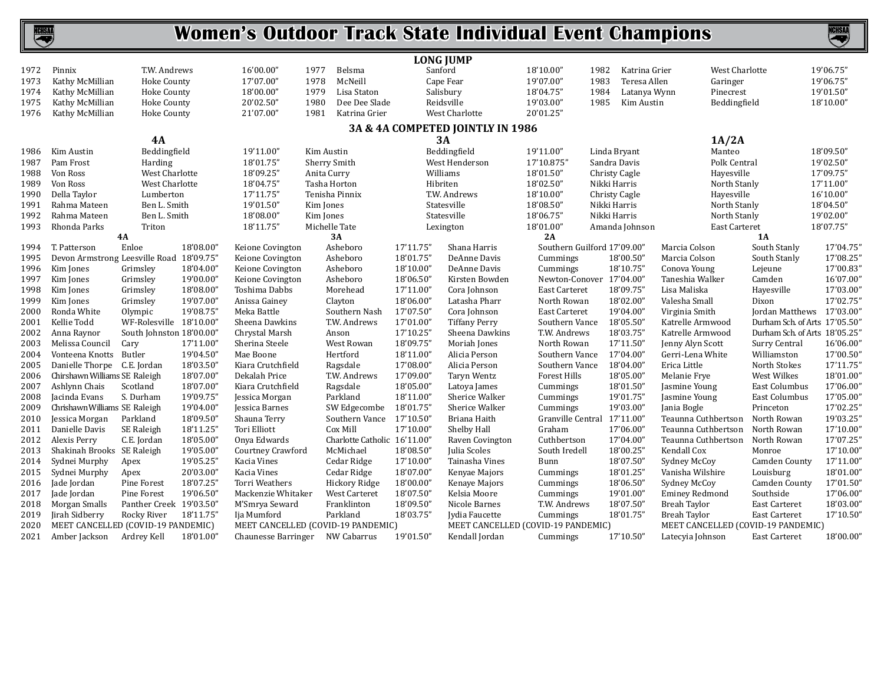# Women's Outdoor Track State Individual Event Champions

## LONG JUMP

| Year | Name | School | Mark | Year | Name | School | Mark | Year | Name | School | Mark |
|---|---|---|---|---|---|---|---|---|---|---|---|
| 1972 | Pinnix | T.W. Andrews | 16'00.00" | 1977 | Belsma | Sanford | 18'10.00" | 1982 | Katrina Grier | West Charlotte | 19'06.75" |
| 1973 | Kathy McMillian | Hoke County | 17'07.00" | 1978 | McNeill | Cape Fear | 19'07.00" | 1983 | Teresa Allen | Garinger | 19'06.75" |
| 1974 | Kathy McMillian | Hoke County | 18'00.00" | 1979 | Lisa Staton | Salisbury | 18'04.75" | 1984 | Latanya Wynn | Pinecrest | 19'01.50" |
| 1975 | Kathy McMillian | Hoke County | 20'02.50" | 1980 | Dee Dee Slade | Reidsville | 19'03.00" | 1985 | Kim Austin | Beddingfield | 18'10.00" |
| 1976 | Kathy McMillian | Hoke County | 21'07.00" | 1981 | Katrina Grier | West Charlotte | 20'01.25" | | | | |

**3A & 4A COMPETED JOINTLY IN 1986**

| Year | 4A Name | 4A School | 4A Mark | 3A Name | 3A School | 3A Mark | 1A/2A Name | 1A/2A School | 1A/2A Mark |
|---|---|---|---|---|---|---|---|---|---|
| 1986 | Kim Austin | Beddingfield | 19'11.00" | Kim Austin | Beddingfield | 19'11.00" | Linda Bryant | Manteo | 18'09.50" |
| 1987 | Pam Frost | Harding | 18'01.75" | Sherry Smith | West Henderson | 17'10.875" | Sandra Davis | Polk Central | 19'02.50" |
| 1988 | Von Ross | West Charlotte | 18'09.25" | Anita Curry | Williams | 18'01.50" | Christy Cagle | Hayesville | 17'09.75" |
| 1989 | Von Ross | West Charlotte | 18'04.75" | Tasha Horton | Hibriten | 18'02.50" | Nikki Harris | North Stanly | 17'11.00" |
| 1990 | Della Taylor | Lumberton | 17'11.75" | Tenisha Pinnix | T.W. Andrews | 18'10.00" | Christy Cagle | Hayesville | 16'10.00" |
| 1991 | Rahma Mateen | Ben L. Smith | 19'01.50" | Kim Jones | Statesville | 18'08.50" | Nikki Harris | North Stanly | 18'04.50" |
| 1992 | Rahma Mateen | Ben L. Smith | 18'08.00" | Kim Jones | Statesville | 18'06.75" | Nikki Harris | North Stanly | 19'02.00" |
| 1993 | Rhonda Parks | Triton | 18'11.75" | Michelle Tate | Lexington | 18'01.00" | Amanda Johnson | East Carteret | 18'07.75" |

| Year | 4A Name | 4A School | 4A Mark | 3A Name | 3A School | 3A Mark | 2A Name | 2A School | 2A Mark | 1A Name | 1A School | 1A Mark |
|---|---|---|---|---|---|---|---|---|---|---|---|---|
| 1994 | T. Patterson | Enloe | 18'08.00" | Keione Covington | Asheboro | 17'11.75" | Shana Harris | Southern Guilford | 17'09.00" | Marcia Colson | South Stanly | 17'04.75" |
| 1995 | Devon Armstrong | Leesville Road | 18'09.75" | Keione Covington | Asheboro | 18'01.75" | DeAnne Davis | Cummings | 18'00.50" | Marcia Colson | South Stanly | 17'08.25" |
| 1996 | Kim Jones | Grimsley | 18'04.00" | Keione Covington | Asheboro | 18'10.00" | DeAnne Davis | Cummings | 18'10.75" | Conova Young | Lejeune | 17'00.83" |
| 1997 | Kim Jones | Grimsley | 19'00.00" | Keione Covington | Asheboro | 18'06.50" | Kirsten Bowden | Newton-Conover | 17'04.00" | Taneshia Walker | Camden | 16'07.00" |
| 1998 | Kim Jones | Grimsley | 18'08.00" | Toshima Dabbs | Morehead | 17'11.00" | Cora Johnson | East Carteret | 18'09.75" | Lisa Maliska | Hayesville | 17'03.00" |
| 1999 | Kim Jones | Grimsley | 19'07.00" | Anissa Gainey | Clayton | 18'06.00" | Latasha Pharr | North Rowan | 18'02.00" | Valesha Small | Dixon | 17'02.75" |
| 2000 | Ronda White | Olympic | 19'08.75" | Meka Battle | Southern Nash | 17'07.50" | Cora Johnson | East Carteret | 19'04.00" | Virginia Smith | Jordan Matthews | 17'03.00" |
| 2001 | Kellie Todd | WF-Rolesville | 18'10.00" | Sheena Dawkins | T.W. Andrews | 17'01.00" | Tiffany Perry | Southern Vance | 18'05.50" | Katrelle Armwood | Durham Sch. of Arts | 17'05.50" |
| 2002 | Anna Raynor | South Johnston | 18'00.00" | Chrystal Marsh | Anson | 17'10.25" | Sheena Dawkins | T.W. Andrews | 18'03.75" | Katrelle Armwood | Durham Sch. of Arts | 18'05.25" |
| 2003 | Melissa Council | Cary | 17'11.00" | Sherina Steele | West Rowan | 18'09.75" | Moriah Jones | North Rowan | 17'11.50" | Jenny Alyn Scott | Surry Central | 16'06.00" |
| 2004 | Vonteena Knotts | Butler | 19'04.50" | Mae Boone | Hertford | 18'11.00" | Alicia Person | Southern Vance | 17'04.00" | Gerri-Lena White | Williamston | 17'00.50" |
| 2005 | Danielle Thorpe | C.E. Jordan | 18'03.50" | Kiara Crutchfield | Ragsdale | 17'08.00" | Alicia Person | Southern Vance | 18'04.00" | Erica Little | North Stokes | 17'11.75" |
| 2006 | Chirshawn Williams | SE Raleigh | 18'07.00" | Dekalah Price | T.W. Andrews | 17'09.00" | Taryn Wentz | Forest Hills | 18'05.00" | Melanie Frye | West Wilkes | 18'01.00" |
| 2007 | Ashlynn Chais | Scotland | 18'07.00" | Kiara Crutchfield | Ragsdale | 18'05.00" | Latoya James | Cummings | 18'01.50" | Jasmine Young | East Columbus | 17'06.00" |
| 2008 | Jacinda Evans | S. Durham | 19'09.75" | Jessica Morgan | Parkland | 18'11.00" | Sherice Walker | Cummings | 19'01.75" | Jasmine Young | East Columbus | 17'05.00" |
| 2009 | Chrishawn Williams | SE Raleigh | 19'04.00" | Jessica Barnes | SW Edgecombe | 18'01.75" | Sherice Walker | Cummings | 19'03.00" | Jania Bogle | Princeton | 17'02.25" |
| 2010 | Jessica Morgan | Parkland | 18'09.50" | Shauna Terry | Southern Vance | 17'10.50" | Briana Haith | Granville Central | 17'11.00" | Teaunna Cuthbertson | North Rowan | 19'03.25" |
| 2011 | Danielle Davis | SE Raleigh | 18'11.25" | Tori Elliott | Cox Mill | 17'10.00" | Shelby Hall | Graham | 17'06.00" | Teaunna Cuthbertson | North Rowan | 17'10.00" |
| 2012 | Alexis Perry | C.E. Jordan | 18'05.00" | Onya Edwards | Charlotte Catholic | 16'11.00" | Raven Covington | Cuthbertson | 17'04.00" | Teaunna Cuthbertson | North Rowan | 17'07.25" |
| 2013 | Shakinah Brooks | SE Raleigh | 19'05.00" | Courtney Crawford | McMichael | 18'08.50" | Julia Scoles | South Iredell | 18'00.25" | Kendall Cox | Monroe | 17'10.00" |
| 2014 | Sydnei Murphy | Apex | 19'05.25" | Kacia Vines | Cedar Ridge | 17'10.00" | Tainasha Vines | Bunn | 18'07.50" | Sydney McCoy | Camden County | 17'11.00" |
| 2015 | Sydnei Murphy | Apex | 20'03.00" | Kacia Vines | Cedar Ridge | 18'07.00" | Kenyae Majors | Cummings | 18'01.25" | Vanisha Wilshire | Louisburg | 18'01.00" |
| 2016 | Jade Jordan | Pine Forest | 18'07.25" | Torri Weathers | Hickory Ridge | 18'00.00" | Kenaye Majors | Cummings | 18'06.50" | Sydney McCoy | Camden County | 17'01.50" |
| 2017 | Jade Jordan | Pine Forest | 19'06.50" | Mackenzie Whitaker | West Carteret | 18'07.50" | Kelsia Moore | Cummings | 19'01.00" | Eminey Redmond | Southside | 17'06.00" |
| 2018 | Morgan Smalls | Panther Creek | 19'03.50" | M'Smrya Seward | Franklinton | 18'09.50" | Nicole Barnes | T.W. Andrews | 18'07.50" | Breah Taylor | East Carteret | 18'03.00" |
| 2019 | Jirah Sidberry | Rocky River | 18'11.75" | Ija Mumford | Parkland | 18'03.75" | Jydia Faucette | Cummings | 18'01.75" | Breah Taylor | East Carteret | 17'10.50" |
| 2020 | MEET CANCELLED (COVID-19 PANDEMIC) | | | MEET CANCELLED (COVID-19 PANDEMIC) | | | MEET CANCELLED (COVID-19 PANDEMIC) | | | MEET CANCELLED (COVID-19 PANDEMIC) | | |
| 2021 | Amber Jackson | Ardrey Kell | 18'01.00" | Chaunesse Barringer | NW Cabarrus | 19'01.50" | Kendall Jordan | Cummings | 17'10.50" | Latecyia Johnson | East Carteret | 18'00.00" |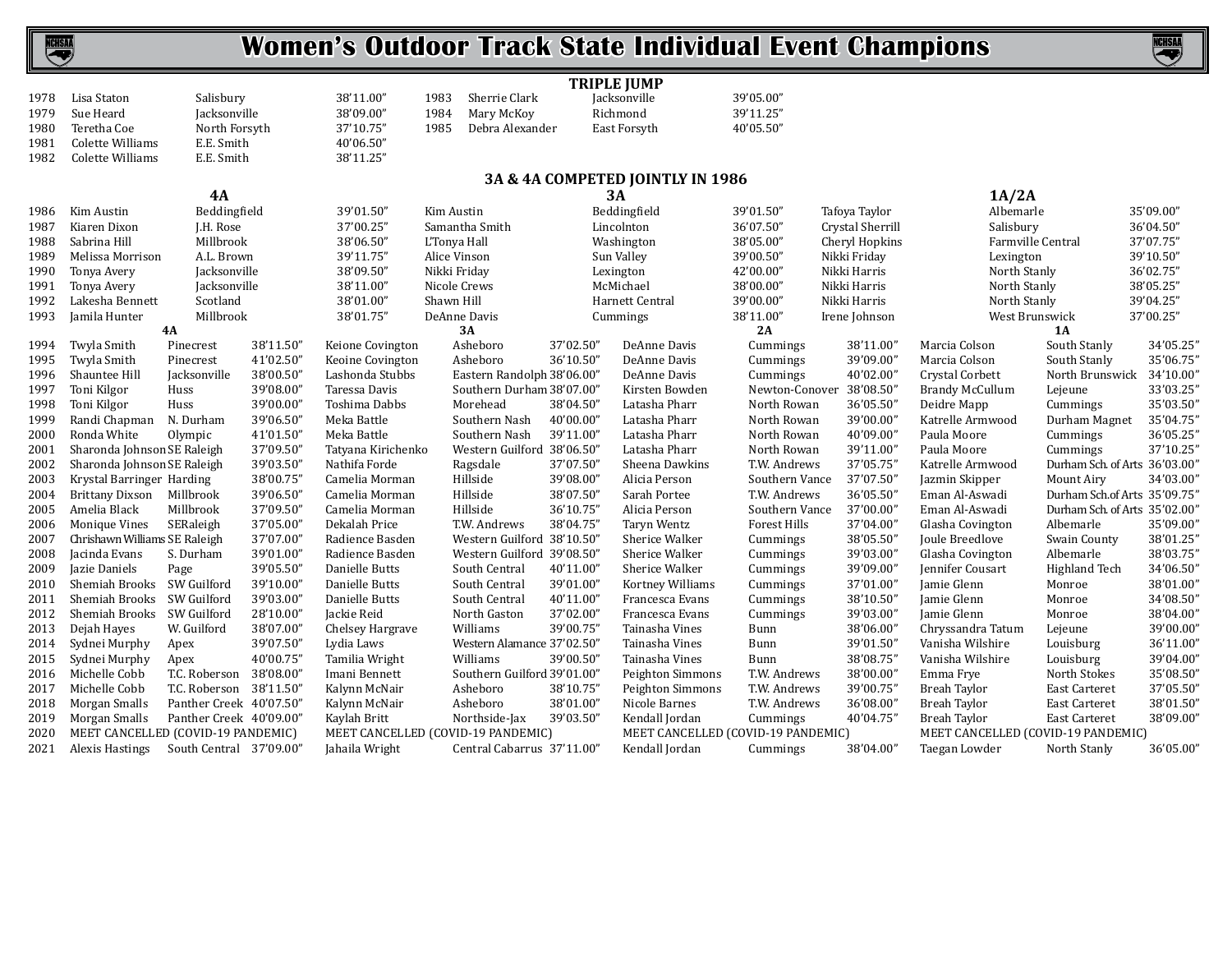# Women's Outdoor Track State Individual Event Champions

## TRIPLE JUMP

| Year | Name | School | Mark |
|---|---|---|---|
| 1978 | Lisa Staton | Salisbury | 38'11.00" |
| 1979 | Sue Heard | Jacksonville | 38'09.00" |
| 1980 | Teretha Coe | North Forsyth | 37'10.75" |
| 1981 | Colette Williams | E.E. Smith | 40'06.50" |
| 1982 | Colette Williams | E.E. Smith | 38'11.25" |
| 1983 | Sherrie Clark | Jacksonville | 39'05.00" |
| 1984 | Mary McKoy | Richmond | 39'11.25" |
| 1985 | Debra Alexander | East Forsyth | 40'05.50" |

### 3A & 4A COMPETED JOINTLY IN 1986

| Year | 4A | | | 3A | | | 1A/2A | | |
|---|---|---|---|---|---|---|---|---|---|
| 1986 | Kim Austin | Beddingfield | 39'01.50" | Kim Austin | Beddingfield | 39'01.50" | Tafoya Taylor | Albemarle | 35'09.00" |
| 1987 | Kiaren Dixon | J.H. Rose | 37'00.25" | Samantha Smith | Lincolnton | 36'07.50" | Crystal Sherrill | Salisbury | 36'04.50" |
| 1988 | Sabrina Hill | Millbrook | 38'06.50" | L'Tonya Hall | Washington | 38'05.00" | Cheryl Hopkins | Farmville Central | 37'07.75" |
| 1989 | Melissa Morrison | A.L. Brown | 39'11.75" | Alice Vinson | Sun Valley | 39'00.50" | Nikki Friday | Lexington | 39'10.50" |
| 1990 | Tonya Avery | Jacksonville | 38'09.50" | Nikki Friday | Lexington | 42'00.00" | Nikki Harris | North Stanly | 36'02.75" |
| 1991 | Tonya Avery | Jacksonville | 38'11.00" | Nicole Crews | McMichael | 38'00.00" | Nikki Harris | North Stanly | 38'05.25" |
| 1992 | Lakesha Bennett | Scotland | 38'01.00" | Shawn Hill | Harnett Central | 39'00.00" | Nikki Harris | North Stanly | 39'04.25" |
| 1993 | Jamila Hunter | Millbrook | 38'01.75" | DeAnne Davis | Cummings | 38'11.00" | Irene Johnson | West Brunswick | 37'00.25" |

| Year | 4A | | | 3A | | | 2A | | | 1A | | |
|---|---|---|---|---|---|---|---|---|---|---|---|---|
| 1994 | Twyla Smith | Pinecrest | 38'11.50" | Keione Covington | Asheboro | 37'02.50" | DeAnne Davis | Cummings | 38'11.00" | Marcia Colson | South Stanly | 34'05.25" |
| 1995 | Twyla Smith | Pinecrest | 41'02.50" | Keoine Covington | Asheboro | 36'10.50" | DeAnne Davis | Cummings | 39'09.00" | Marcia Colson | South Stanly | 35'06.75" |
| 1996 | Shauntee Hill | Jacksonville | 38'00.50" | Lashonda Stubbs | Eastern Randolph | 38'06.00" | DeAnne Davis | Cummings | 40'02.00" | Crystal Corbett | North Brunswick | 34'10.00" |
| 1997 | Toni Kilgor | Huss | 39'08.00" | Taressa Davis | Southern Durham | 38'07.00" | Kirsten Bowden | Newton-Conover | 38'08.50" | Brandy McCullum | Lejeune | 33'03.25" |
| 1998 | Toni Kilgor | Huss | 39'00.00" | Toshima Dabbs | Morehead | 38'04.50" | Latasha Pharr | North Rowan | 36'05.50" | Deidre Mapp | Cummings | 35'03.50" |
| 1999 | Randi Chapman | N. Durham | 39'06.50" | Meka Battle | Southern Nash | 40'00.00" | Latasha Pharr | North Rowan | 39'00.00" | Katrelle Armwood | Durham Magnet | 35'04.75" |
| 2000 | Ronda White | Olympic | 41'01.50" | Meka Battle | Southern Nash | 39'11.00" | Latasha Pharr | North Rowan | 40'09.00" | Paula Moore | Cummings | 36'05.25" |
| 2001 | Sharonda Johnson | SE Raleigh | 37'09.50" | Tatyana Kirichenko | Western Guilford | 38'06.50" | Latasha Pharr | North Rowan | 39'11.00" | Paula Moore | Cummings | 37'10.25" |
| 2002 | Sharonda Johnson | SE Raleigh | 39'03.50" | Nathifa Forde | Ragsdale | 37'07.50" | Sheena Dawkins | T.W. Andrews | 37'05.75" | Katrelle Armwood | Durham Sch. of Arts | 36'03.00" |
| 2003 | Krystal Barringer | Harding | 38'00.75" | Camelia Morman | Hillside | 39'08.00" | Alicia Person | Southern Vance | 37'07.50" | Jazmin Skipper | Mount Airy | 34'03.00" |
| 2004 | Brittany Dixson | Millbrook | 39'06.50" | Camelia Morman | Hillside | 38'07.50" | Sarah Portee | T.W. Andrews | 36'05.50" | Eman Al-Aswadi | Durham Sch.of Arts | 35'09.75" |
| 2005 | Amelia Black | Millbrook | 37'09.50" | Camelia Morman | Hillside | 36'10.75" | Alicia Person | Southern Vance | 37'00.00" | Eman Al-Aswadi | Durham Sch. of Arts | 35'02.00" |
| 2006 | Monique Vines | SERaleigh | 37'05.00" | Dekalah Price | T.W. Andrews | 38'04.75" | Taryn Wentz | Forest Hills | 37'04.00" | Glasha Covington | Albemarle | 35'09.00" |
| 2007 | Chrishawn Williams | SE Raleigh | 37'07.00" | Radience Basden | Western Guilford | 38'10.50" | Sherice Walker | Cummings | 38'05.50" | Joule Breedlove | Swain County | 38'01.25" |
| 2008 | Jacinda Evans | S. Durham | 39'01.00" | Radience Basden | Western Guilford | 39'08.50" | Sherice Walker | Cummings | 39'03.00" | Glasha Covington | Albemarle | 38'03.75" |
| 2009 | Jazie Daniels | Page | 39'05.50" | Danielle Butts | South Central | 40'11.00" | Sherice Walker | Cummings | 39'09.00" | Jennifer Cousart | Highland Tech | 34'06.50" |
| 2010 | Shemiah Brooks | SW Guilford | 39'10.00" | Danielle Butts | South Central | 39'01.00" | Kortney Williams | Cummings | 37'01.00" | Jamie Glenn | Monroe | 38'01.00" |
| 2011 | Shemiah Brooks | SW Guilford | 39'03.00" | Danielle Butts | South Central | 40'11.00" | Francesca Evans | Cummings | 38'10.50" | Jamie Glenn | Monroe | 34'08.50" |
| 2012 | Shemiah Brooks | SW Guilford | 28'10.00" | Jackie Reid | North Gaston | 37'02.00" | Francesca Evans | Cummings | 39'03.00" | Jamie Glenn | Monroe | 38'04.00" |
| 2013 | Dejah Hayes | W. Guilford | 38'07.00" | Chelsey Hargrave | Williams | 39'00.75" | Tainasha Vines | Bunn | 38'06.00" | Chryssandra Tatum | Lejeune | 39'00.00" |
| 2014 | Sydnei Murphy | Apex | 39'07.50" | Lydia Laws | Western Alamance | 37'02.50" | Tainasha Vines | Bunn | 39'01.50" | Vanisha Wilshire | Louisburg | 36'11.00" |
| 2015 | Sydnei Murphy | Apex | 40'00.75" | Tamilia Wright | Williams | 39'00.50" | Tainasha Vines | Bunn | 38'08.75" | Vanisha Wilshire | Louisburg | 39'04.00" |
| 2016 | Michelle Cobb | T.C. Roberson | 38'08.00" | Imani Bennett | Southern Guilford | 39'01.00" | Peighton Simmons | T.W. Andrews | 38'00.00" | Emma Frye | North Stokes | 35'08.50" |
| 2017 | Michelle Cobb | T.C. Roberson | 38'11.50" | Kalynn McNair | Asheboro | 38'10.75" | Peighton Simmons | T.W. Andrews | 39'00.75" | Breah Taylor | East Carteret | 37'05.50" |
| 2018 | Morgan Smalls | Panther Creek | 40'07.50" | Kalynn McNair | Asheboro | 38'01.00" | Nicole Barnes | T.W. Andrews | 36'08.00" | Breah Taylor | East Carteret | 38'01.50" |
| 2019 | Morgan Smalls | Panther Creek | 40'09.00" | Kaylah Britt | Northside-Jax | 39'03.50" | Kendall Jordan | Cummings | 40'04.75" | Breah Taylor | East Carteret | 38'09.00" |
| 2020 | MEET CANCELLED (COVID-19 PANDEMIC) | | | MEET CANCELLED (COVID-19 PANDEMIC) | | | MEET CANCELLED (COVID-19 PANDEMIC) | | | MEET CANCELLED (COVID-19 PANDEMIC) | | |
| 2021 | Alexis Hastings | South Central | 37'09.00" | Jahaila Wright | Central Cabarrus | 37'11.00" | Kendall Jordan | Cummings | 38'04.00" | Taegan Lowder | North Stanly | 36'05.00" |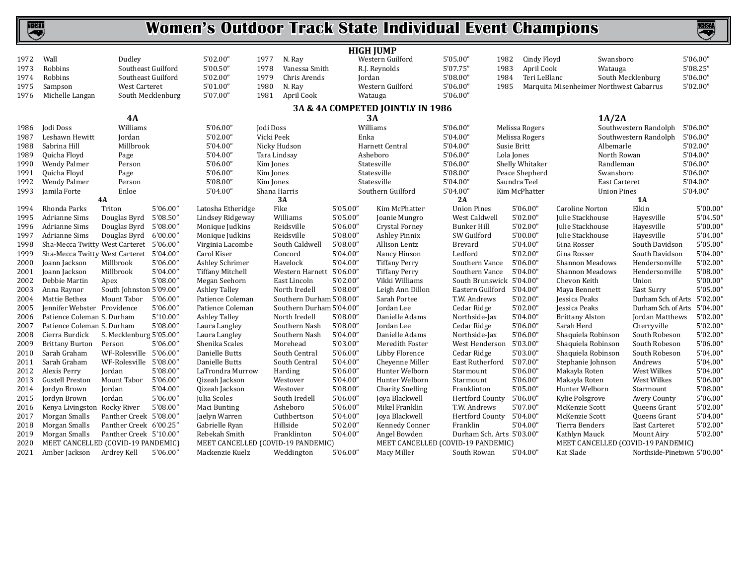# Women's Outdoor Track State Individual Event Champions

## HIGH JUMP

| Year | Name | School | Mark | Year | Name | School | Mark | Year | Name | School | Mark |
|---|---|---|---|---|---|---|---|---|---|---|---|
| 1972 | Wall | Dudley | 5'02.00" | 1977 | N. Ray | Western Guilford | 5'05.00" | 1982 | Cindy Floyd | Swansboro | 5'06.00" |
| 1973 | Robbins | Southeast Guilford | 5'00.50" | 1978 | Vanessa Smith | R.J. Reynolds | 5'07.75" | 1983 | April Cook | Watauga | 5'08.25" |
| 1974 | Robbins | Southeast Guilford | 5'02.00" | 1979 | Chris Arends | Jordan | 5'08.00" | 1984 | Teri LeBlanc | South Mecklenburg | 5'06.00" |
| 1975 | Sampson | West Carteret | 5'01.00" | 1980 | N. Ray | Western Guilford | 5'06.00" | 1985 | Marquita Misenheimer | Northwest Cabarrus | 5'02.00" |
| 1976 | Michelle Langan | South Mecklenburg | 5'07.00" | 1981 | April Cook | Watauga | 5'06.00" | | | | |

### 3A & 4A COMPETED JOINTLY IN 1986

| Year | 4A Name | 4A School | 4A Mark | 3A Name | 3A School | 3A Mark | 1A/2A Name | 1A/2A School | 1A/2A Mark |
|---|---|---|---|---|---|---|---|---|---|
| 1986 | Jodi Doss | Williams | 5'06.00" | Jodi Doss | Williams | 5'06.00" | Melissa Rogers | Southwestern Randolph | 5'06.00" |
| 1987 | Leshawn Hewitt | Jordan | 5'02.00" | Vicki Peek | Enka | 5'04.00" | Melissa Rogers | Southwestern Randolph | 5'06.00" |
| 1988 | Sabrina Hill | Millbrook | 5'04.00" | Nicky Hudson | Harnett Central | 5'04.00" | Susie Britt | Albemarle | 5'02.00" |
| 1989 | Quicha Floyd | Page | 5'04.00" | Tara Lindsay | Asheboro | 5'06.00" | Lola Jones | North Rowan | 5'04.00" |
| 1990 | Wendy Palmer | Person | 5'06.00" | Kim Jones | Statesville | 5'06.00" | Shelly Whitaker | Randleman | 5'06.00" |
| 1991 | Quicha Floyd | Page | 5'06.00" | Kim Jones | Statesville | 5'08.00" | Peace Shepherd | Swansboro | 5'06.00" |
| 1992 | Wendy Palmer | Person | 5'08.00" | Kim Jones | Statesville | 5'04.00" | Saundra Teel | East Carteret | 5'04.00" |
| 1993 | Jamila Forte | Enloe | 5'04.00" | Shana Harris | Southern Guilford | 5'04.00" | Kim McPhatter | Union Pines | 5'04.00" |

| Year | 4A Name | 4A School | 4A Mark | 3A Name | 3A School | 3A Mark | 2A Name | 2A School | 2A Mark | 1A Name | 1A School | 1A Mark |
|---|---|---|---|---|---|---|---|---|---|---|---|---|
| 1994 | Rhonda Parks | Triton | 5'06.00" | Latosha Etheridge | Fike | 5'05.00" | Kim McPhatter | Union Pines | 5'06.00" | Caroline Norton | Elkin | 5'00.00" |
| 1995 | Adrianne Sims | Douglas Byrd | 5'08.50" | Lindsey Ridgeway | Williams | 5'05.00" | Joanie Mungro | West Caldwell | 5'02.00" | Julie Stackhouse | Hayesville | 5'04.50" |
| 1996 | Adrianne Sims | Douglas Byrd | 5'08.00" | Monique Judkins | Reidsville | 5'06.00" | Crystal Forney | Bunker Hill | 5'02.00" | Julie Stackhouse | Hayesville | 5'00.00" |
| 1997 | Adrianne Sims | Douglas Byrd | 6'00.00" | Monique Judkins | Reidsville | 5'08.00" | Ashley Pinnix | SW Guilford | 5'00.00" | Julie Stackhouse | Hayesville | 5'04.00" |
| 1998 | Sha-Mecca Twitty | West Carteret | 5'06.00" | Virginia Lacombe | South Caldwell | 5'08.00" | Allison Lentz | Brevard | 5'04.00" | Gina Rosser | South Davidson | 5'05.00" |
| 1999 | Sha-Mecca Twitty | West Carteret | 5'04.00" | Carol Kiser | Concord | 5'04.00" | Nancy Hinson | Ledford | 5'02.00" | Gina Rosser | South Davidson | 5'04.00" |
| 2000 | Joann Jackson | Millbrook | 5'06.00" | Ashley Schrimer | Havelock | 5'04.00" | Tiffany Perry | Southern Vance | 5'06.00" | Shannon Meadows | Hendersonville | 5'02.00" |
| 2001 | Joann Jackson | Millbrook | 5'04.00" | Tiffany Mitchell | Western Harnett | 5'06.00" | Tiffany Perry | Southern Vance | 5'04.00" | Shannon Meadows | Hendersonville | 5'08.00" |
| 2002 | Debbie Martin | Apex | 5'08.00" | Megan Seehorn | East Lincoln | 5'02.00" | Vikki Williams | South Brunswick | 5'04.00" | Chevon Keith | Union | 5'00.00" |
| 2003 | Anna Raynor | South Johnston | 5'09.00" | Ashley Talley | North Iredell | 5'08.00" | Leigh Ann Dillon | Eastern Guilford | 5'04.00" | Maya Bennett | East Surry | 5'05.00" |
| 2004 | Mattie Bethea | Mount Tabor | 5'06.00" | Patience Coleman | Southern Durham | 5'08.00" | Sarah Portee | T.W. Andrews | 5'02.00" | Jessica Peaks | Durham Sch. of Arts | 5'02.00" |
| 2005 | Jennifer Webster | Providence | 5'06.00" | Patience Coleman | Southern Durham | 5'04.00" | Jordan Lee | Cedar Ridge | 5'02.00" | Jessica Peaks | Durham Sch. of Arts | 5'04.00" |
| 2006 | Patience Coleman | S. Durham | 5'10.00" | Ashley Talley | North Iredell | 5'08.00" | Danielle Adams | Northside-Jax | 5'04.00" | Brittany Alston | Jordan Matthews | 5'02.00" |
| 2007 | Patience Coleman | S. Durham | 5'08.00" | Laura Langley | Southern Nash | 5'08.00" | Jordan Lee | Cedar Ridge | 5'06.00" | Sarah Herd | Cherryville | 5'02.00" |
| 2008 | Cierra Burdick | S. Mecklenburg | 5'05.00" | Laura Langley | Southern Nash | 5'04.00" | Danielle Adams | Northside-Jax | 5'06.00" | Shaquiela Robinson | South Robeson | 5'02.00" |
| 2009 | Brittany Burton | Person | 5'06.00" | Shenika Scales | Morehead | 5'03.00" | Meredith Foster | West Henderson | 5'03.00" | Shaquiela Robinson | South Robeson | 5'06.00" |
| 2010 | Sarah Graham | WF-Rolesville | 5'06.00" | Danielle Butts | South Central | 5'06.00" | Libby Florence | Cedar Ridge | 5'03.00" | Shaquiela Robinson | South Robeson | 5'04.00" |
| 2011 | Sarah Graham | WF-Rolesville | 5'08.00" | Danielle Butts | South Central | 5'04.00" | Cheyenne Miller | East Rutherford | 5'07.00" | Stephanie Johnson | Andrews | 5'04.00" |
| 2012 | Alexis Perry | Jordan | 5'08.00" | LaTrondra Murrow | Harding | 5'06.00" | Hunter Welborn | Starmount | 5'06.00" | Makayla Roten | West Wilkes | 5'04.00" |
| 2013 | Gustell Preston | Mount Tabor | 5'06.00" | Qizeah Jackson | Westover | 5'04.00" | Hunter Welborn | Starmount | 5'06.00" | Makayla Roten | West Wilkes | 5'06.00" |
| 2014 | Jordyn Brown | Jordan | 5'04.00" | Qizeah Jackson | Westover | 5'08.00" | Charity Snelling | Franklinton | 5'05.00" | Hunter Welborn | Starmount | 5'08.00" |
| 2015 | Jordyn Brown | Jordan | 5'06.00" | Julia Scoles | South Iredell | 5'06.00" | Joya Blackwell | Hertford County | 5'06.00" | Kylie Polsgrove | Avery County | 5'06.00" |
| 2016 | Kenya Livingston | Rocky River | 5'08.00" | Maci Bunting | Asheboro | 5'06.00" | Mikel Franklin | T.W. Andrews | 5'07.00" | McKenzie Scott | Queens Grant | 5'02.00" |
| 2017 | Morgan Smalls | Panther Creek | 5'08.00" | Jaelyn Warren | Cuthbertson | 5'04.00" | Joya Blackwell | Hertford County | 5'04.00" | McKenzie Scott | Queens Grant | 5'04.00" |
| 2018 | Morgan Smalls | Panther Creek | 6'00.25" | Gabrielle Ryan | Hillside | 5'02.00" | Kennedy Conner | Franklin | 5'04.00" | Tierra Benders | East Carteret | 5'02.00" |
| 2019 | Morgan Smalls | Panther Creek | 5'10.00" | Rebekah Smith | Franklinton | 5'04.00" | Angel Bowden | Durham Sch. Arts | 5'03.00" | Kathlyn Mauck | Mount Airy | 5'02.00" |
| 2020 | MEET CANCELLED (COVID-19 PANDEMIC) | | | MEET CANCELLED (COVID-19 PANDEMIC) | | | MEET CANCELLED (COVID-19 PANDEMIC) | | | MEET CANCELLED (COVID-19 PANDEMIC) | | |
| 2021 | Amber Jackson | Ardrey Kell | 5'06.00" | Mackenzie Kuelz | Weddington | 5'06.00" | Macy Miller | South Rowan | 5'04.00" | Kat Slade | Northside-Pinetown | 5'00.00" |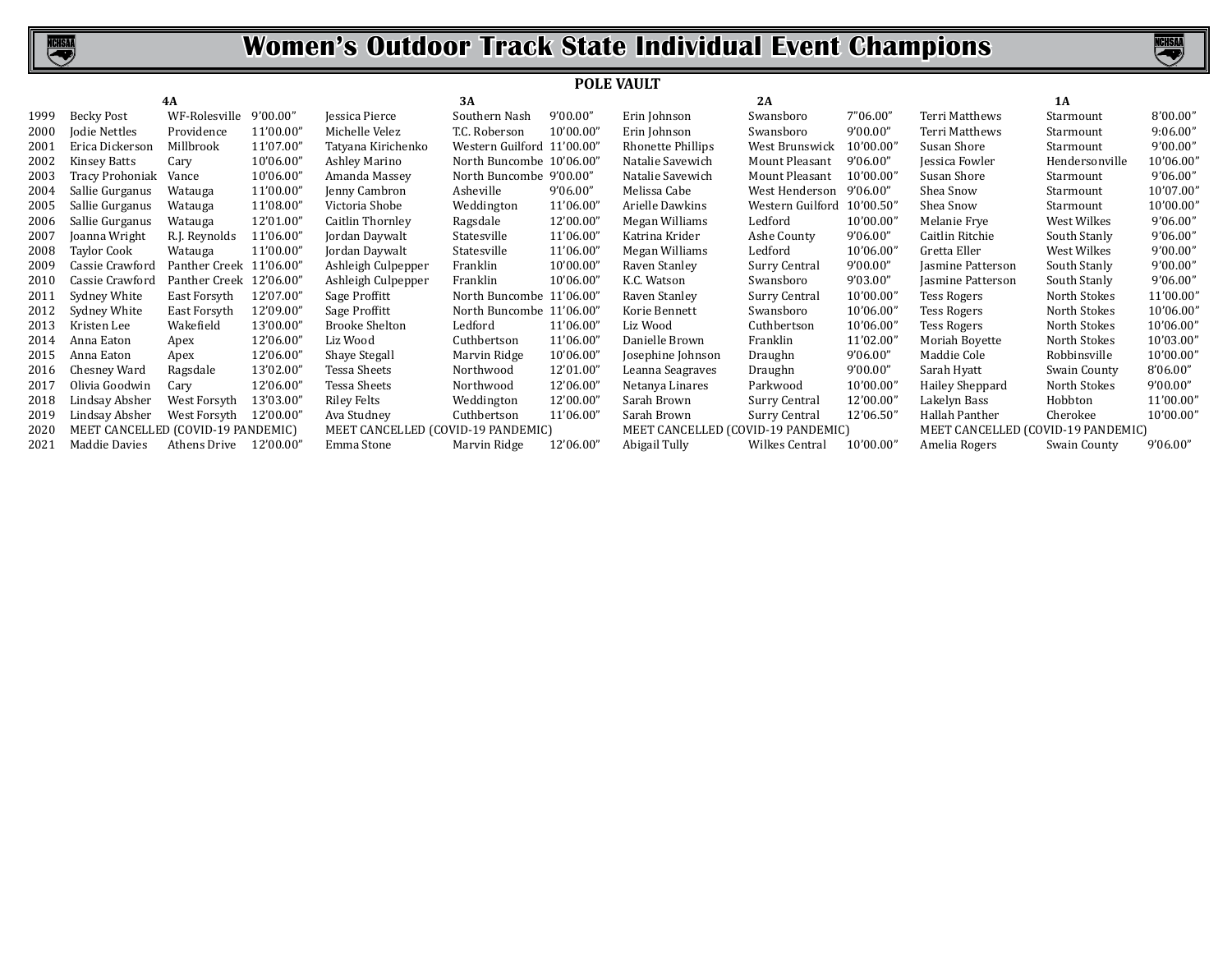# Women's Outdoor Track State Individual Event Champions

## POLE VAULT

| Year | 4A | | | 3A | | | 2A | | | 1A | | |
|---|---|---|---|---|---|---|---|---|---|---|---|---|
| 1999 | Becky Post | WF-Rolesville | 9'00.00" | Jessica Pierce | Southern Nash | 9'00.00" | Erin Johnson | Swansboro | 7"06.00" | Terri Matthews | Starmount | 8'00.00" |
| 2000 | Jodie Nettles | Providence | 11'00.00" | Michelle Velez | T.C. Roberson | 10'00.00" | Erin Johnson | Swansboro | 9'00.00" | Terri Matthews | Starmount | 9:06.00" |
| 2001 | Erica Dickerson | Millbrook | 11'07.00" | Tatyana Kirichenko | Western Guilford | 11'00.00" | Rhonette Phillips | West Brunswick | 10'00.00" | Susan Shore | Starmount | 9'00.00" |
| 2002 | Kinsey Batts | Cary | 10'06.00" | Ashley Marino | North Buncombe | 10'06.00" | Natalie Savewich | Mount Pleasant | 9'06.00" | Jessica Fowler | Hendersonville | 10'06.00" |
| 2003 | Tracy Prohoniak | Vance | 10'06.00" | Amanda Massey | North Buncombe | 9'00.00" | Natalie Savewich | Mount Pleasant | 10'00.00" | Susan Shore | Starmount | 9'06.00" |
| 2004 | Sallie Gurganus | Watauga | 11'00.00" | Jenny Cambron | Asheville | 9'06.00" | Melissa Cabe | West Henderson | 9'06.00" | Shea Snow | Starmount | 10'07.00" |
| 2005 | Sallie Gurganus | Watauga | 11'08.00" | Victoria Shobe | Weddington | 11'06.00" | Arielle Dawkins | Western Guilford | 10'00.50" | Shea Snow | Starmount | 10'00.00" |
| 2006 | Sallie Gurganus | Watauga | 12'01.00" | Caitlin Thornley | Ragsdale | 12'00.00" | Megan Williams | Ledford | 10'00.00" | Melanie Frye | West Wilkes | 9'06.00" |
| 2007 | Joanna Wright | R.J. Reynolds | 11'06.00" | Jordan Daywalt | Statesville | 11'06.00" | Katrina Krider | Ashe County | 9'06.00" | Caitlin Ritchie | South Stanly | 9'06.00" |
| 2008 | Taylor Cook | Watauga | 11'00.00" | Jordan Daywalt | Statesville | 11'06.00" | Megan Williams | Ledford | 10'06.00" | Gretta Eller | West Wilkes | 9'00.00" |
| 2009 | Cassie Crawford | Panther Creek | 11'06.00" | Ashleigh Culpepper | Franklin | 10'00.00" | Raven Stanley | Surry Central | 9'00.00" | Jasmine Patterson | South Stanly | 9'00.00" |
| 2010 | Cassie Crawford | Panther Creek | 12'06.00" | Ashleigh Culpepper | Franklin | 10'06.00" | K.C. Watson | Swansboro | 9'03.00" | Jasmine Patterson | South Stanly | 9'06.00" |
| 2011 | Sydney White | East Forsyth | 12'07.00" | Sage Proffitt | North Buncombe | 11'06.00" | Raven Stanley | Surry Central | 10'00.00" | Tess Rogers | North Stokes | 11'00.00" |
| 2012 | Sydney White | East Forsyth | 12'09.00" | Sage Proffitt | North Buncombe | 11'06.00" | Korie Bennett | Swansboro | 10'06.00" | Tess Rogers | North Stokes | 10'06.00" |
| 2013 | Kristen Lee | Wakefield | 13'00.00" | Brooke Shelton | Ledford | 11'06.00" | Liz Wood | Cuthbertson | 10'06.00" | Tess Rogers | North Stokes | 10'06.00" |
| 2014 | Anna Eaton | Apex | 12'06.00" | Liz Wood | Cuthbertson | 11'06.00" | Danielle Brown | Franklin | 11'02.00" | Moriah Boyette | North Stokes | 10'03.00" |
| 2015 | Anna Eaton | Apex | 12'06.00" | Shaye Stegall | Marvin Ridge | 10'06.00" | Josephine Johnson | Draughn | 9'06.00" | Maddie Cole | Robbinsville | 10'00.00" |
| 2016 | Chesney Ward | Ragsdale | 13'02.00" | Tessa Sheets | Northwood | 12'01.00" | Leanna Seagraves | Draughn | 9'00.00" | Sarah Hyatt | Swain County | 8'06.00" |
| 2017 | Olivia Goodwin | Cary | 12'06.00" | Tessa Sheets | Northwood | 12'06.00" | Netanya Linares | Parkwood | 10'00.00" | Hailey Sheppard | North Stokes | 9'00.00" |
| 2018 | Lindsay Absher | West Forsyth | 13'03.00" | Riley Felts | Weddington | 12'00.00" | Sarah Brown | Surry Central | 12'00.00" | Lakelyn Bass | Hobbton | 11'00.00" |
| 2019 | Lindsay Absher | West Forsyth | 12'00.00" | Ava Studney | Cuthbertson | 11'06.00" | Sarah Brown | Surry Central | 12'06.50" | Hallah Panther | Cherokee | 10'00.00" |
| 2020 | MEET CANCELLED (COVID-19 PANDEMIC) | | | MEET CANCELLED (COVID-19 PANDEMIC) | | | MEET CANCELLED (COVID-19 PANDEMIC) | | | MEET CANCELLED (COVID-19 PANDEMIC) | | |
| 2021 | Maddie Davies | Athens Drive | 12'00.00" | Emma Stone | Marvin Ridge | 12'06.00" | Abigail Tully | Wilkes Central | 10'00.00" | Amelia Rogers | Swain County | 9'06.00" |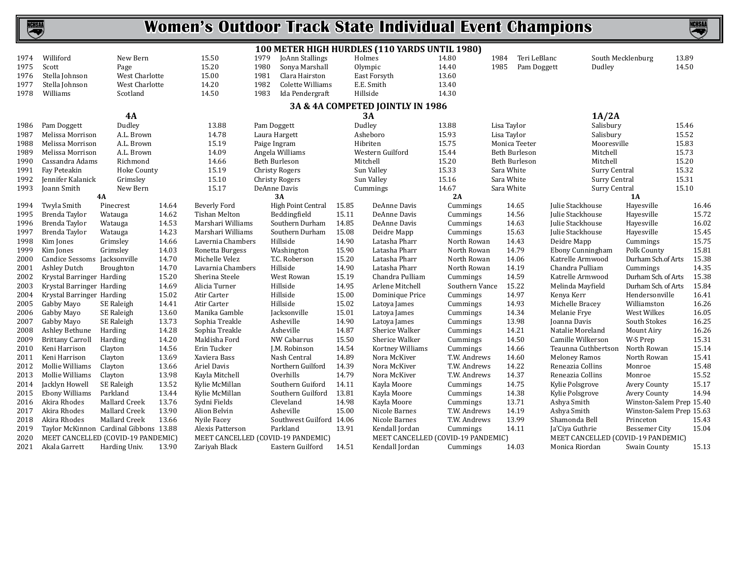# Women's Outdoor Track State Individual Event Champions

## 100 METER HIGH HURDLES (110 YARDS UNTIL 1980)

| Year | Name | School | Time |
|---|---|---|---|
| 1974 | Williford | New Bern | 15.50 |
| 1975 | Scott | Page | 15.20 |
| 1976 | Stella Johnson | West Charlotte | 15.00 |
| 1977 | Stella Johnson | West Charlotte | 14.20 |
| 1978 | Williams | Scotland | 14.50 |
| 1979 | JoAnn Stallings | Holmes | 14.80 |
| 1980 | Sonya Marshall | Olympic | 14.40 |
| 1981 | Clara Hairston | East Forsyth | 13.60 |
| 1982 | Colette Williams | E.E. Smith | 13.40 |
| 1983 | Ida Pendergraft | Hillside | 14.30 |
| 1984 | Teri LeBlanc | South Mecklenburg | 13.89 |
| 1985 | Pam Doggett | Dudley | 14.50 |

### 3A & 4A COMPETED JOINTLY IN 1986

| Year | 4A | School | Time | 3A | School | Time | 1A/2A | School | Time |
|---|---|---|---|---|---|---|---|---|---|
| 1986 | Pam Doggett | Dudley | 13.88 | Pam Doggett | Dudley | 13.88 | Lisa Taylor | Salisbury | 15.46 |
| 1987 | Melissa Morrison | A.L. Brown | 14.78 | Laura Hargett | Asheboro | 15.93 | Lisa Taylor | Salisbury | 15.52 |
| 1988 | Melissa Morrison | A.L. Brown | 15.19 | Paige Ingram | Hibriten | 15.75 | Monica Teeter | Mooresville | 15.83 |
| 1989 | Melissa Morrison | A.L. Brown | 14.09 | Angela Williams | Western Guilford | 15.44 | Beth Burleson | Mitchell | 15.73 |
| 1990 | Cassandra Adams | Richmond | 14.66 | Beth Burleson | Mitchell | 15.20 | Beth Burleson | Mitchell | 15.20 |
| 1991 | Fay Peteakin | Hoke County | 15.19 | Christy Rogers | Sun Valley | 15.33 | Sara White | Surry Central | 15.32 |
| 1992 | Jennifer Kalanick | Grimsley | 15.10 | Christy Rogers | Sun Valley | 15.16 | Sara White | Surry Central | 15.31 |
| 1993 | Joann Smith | New Bern | 15.17 | DeAnne Davis | Cummings | 14.67 | Sara White | Surry Central | 15.10 |

| Year | 4A | School | Time | 3A | School | Time | 2A | School | Time | 1A | School | Time |
|---|---|---|---|---|---|---|---|---|---|---|---|---|
| 1994 | Twyla Smith | Pinecrest | 14.64 | Beverly Ford | High Point Central | 15.85 | DeAnne Davis | Cummings | 14.65 | Julie Stackhouse | Hayesville | 16.46 |
| 1995 | Brenda Taylor | Watauga | 14.62 | Tishan Melton | Beddingfield | 15.11 | DeAnne Davis | Cummings | 14.56 | Julie Stackhouse | Hayesville | 15.72 |
| 1996 | Brenda Taylor | Watauga | 14.53 | Marshari Williams | Southern Durham | 14.85 | DeAnne Davis | Cummings | 14.63 | Julie Stackhouse | Hayesville | 16.02 |
| 1997 | Brenda Taylor | Watauga | 14.23 | Marshari Williams | Southern Durham | 15.08 | Deidre Mapp | Cummings | 15.63 | Julie Stackhouse | Hayesville | 15.45 |
| 1998 | Kim Jones | Grimsley | 14.66 | Lavernia Chambers | Hillside | 14.90 | Latasha Pharr | North Rowan | 14.43 | Deidre Mapp | Cummings | 15.75 |
| 1999 | Kim Jones | Grimsley | 14.03 | Ronetta Burgess | Washington | 15.90 | Latasha Pharr | North Rowan | 14.79 | Ebony Cunningham | Polk County | 15.81 |
| 2000 | Candice Sessoms | Jacksonville | 14.70 | Michelle Velez | T.C. Roberson | 15.20 | Latasha Pharr | North Rowan | 14.06 | Katrelle Armwood | Durham Sch.of Arts | 15.38 |
| 2001 | Ashley Dutch | Broughton | 14.70 | Lavarnia Chambers | Hillside | 14.90 | Latasha Pharr | North Rowan | 14.19 | Chandra Pulliam | Cummings | 14.35 |
| 2002 | Krystal Barringer | Harding | 15.20 | Sherina Steele | West Rowan | 15.19 | Chandra Pulliam | Cummings | 14.59 | Katrelle Armwood | Durham Sch. of Arts | 15.38 |
| 2003 | Krystal Barringer | Harding | 14.69 | Alicia Turner | Hillside | 14.95 | Arlene Mitchell | Southern Vance | 15.22 | Melinda Mayfield | Durham Sch. of Arts | 15.84 |
| 2004 | Krystal Barringer | Harding | 15.02 | Atir Carter | Hillside | 15.00 | Dominique Price | Cummings | 14.97 | Kenya Kerr | Hendersonville | 16.41 |
| 2005 | Gabby Mayo | SE Raleigh | 14.41 | Atir Carter | Hillside | 15.02 | Latoya James | Cummings | 14.93 | Michelle Bracey | Williamston | 16.26 |
| 2006 | Gabby Mayo | SE Raleigh | 13.60 | Manika Gamble | Jacksonville | 15.01 | Latoya James | Cummings | 14.34 | Melanie Frye | West Wilkes | 16.05 |
| 2007 | Gabby Mayo | SE Raleigh | 13.73 | Sophia Treakle | Asheville | 14.90 | Latoya James | Cummings | 13.98 | Joanna Davis | South Stokes | 16.25 |
| 2008 | Ashley Bethune | Harding | 14.28 | Sophia Treakle | Asheville | 14.87 | Sherice Walker | Cummings | 14.21 | Natalie Moreland | Mount Airy | 16.26 |
| 2009 | Brittany Carroll | Harding | 14.20 | Maklisha Ford | NW Cabarrus | 15.50 | Sherice Walker | Cummings | 14.50 | Camille Wilkerson | W-S Prep | 15.31 |
| 2010 | Keni Harrison | Clayton | 14.56 | Erin Tucker | J.M. Robinson | 14.54 | Kortney Williams | Cummings | 14.66 | Teaunna Cuthbertson | North Rowan | 15.14 |
| 2011 | Keni Harrison | Clayton | 13.69 | Xaviera Bass | Nash Central | 14.89 | Nora McKiver | T.W. Andrews | 14.60 | Meloney Ramos | North Rowan | 15.41 |
| 2012 | Mollie Williams | Clayton | 13.66 | Ariel Davis | Northern Guilford | 14.39 | Nora McKiver | T.W. Andrews | 14.22 | Reneazia Collins | Monroe | 15.48 |
| 2013 | Mollie Williams | Clayton | 13.98 | Kayla Mitchell | Overhills | 14.79 | Nora McKiver | T.W. Andrews | 14.37 | Reneazia Collins | Monroe | 15.52 |
| 2014 | Jacklyn Howell | SE Raleigh | 13.52 | Kylie McMillan | Southern Guiford | 14.11 | Kayla Moore | Cummings | 14.75 | Kylie Polsgrove | Avery County | 15.17 |
| 2015 | Ebony Williams | Parkland | 13.44 | Kylie McMillan | Southern Guilford | 13.81 | Kayla Moore | Cummings | 14.38 | Kylie Polsgrove | Avery County | 14.94 |
| 2016 | Akira Rhodes | Mallard Creek | 13.76 | Sydni Fields | Cleveland | 14.98 | Kayla Moore | Cummings | 13.71 | Ashya Smith | Winston-Salem Prep | 15.40 |
| 2017 | Akira Rhodes | Mallard Creek | 13.90 | Alion Belvin | Asheville | 15.00 | Nicole Barnes | T.W. Andrews | 14.19 | Ashya Smith | Winston-Salem Prep | 15.63 |
| 2018 | Akira Rhodes | Mallard Creek | 13.66 | Nyile Facey | Southwest Guilford | 14.06 | Nicole Barnes | T.W. Andrews | 13.99 | Shamonda Bell | Princeton | 15.43 |
| 2019 | Taylor McKinnon | Cardinal Gibbons | 13.88 | Alexis Patterson | Parkland | 13.91 | Kendall Jordan | Cummings | 14.11 | Ja'Ciya Guthrie | Bessemer City | 15.04 |
| 2020 | MEET CANCELLED (COVID-19 PANDEMIC) | | | MEET CANCELLED (COVID-19 PANDEMIC) | | | MEET CANCELLED (COVID-19 PANDEMIC) | | | MEET CANCELLED (COVID-19 PANDEMIC) | | |
| 2021 | Akala Garrett | Harding Univ. | 13.90 | Zariyah Black | Eastern Guilford | 14.51 | Kendall Jordan | Cummings | 14.03 | Monica Riordan | Swain County | 15.13 |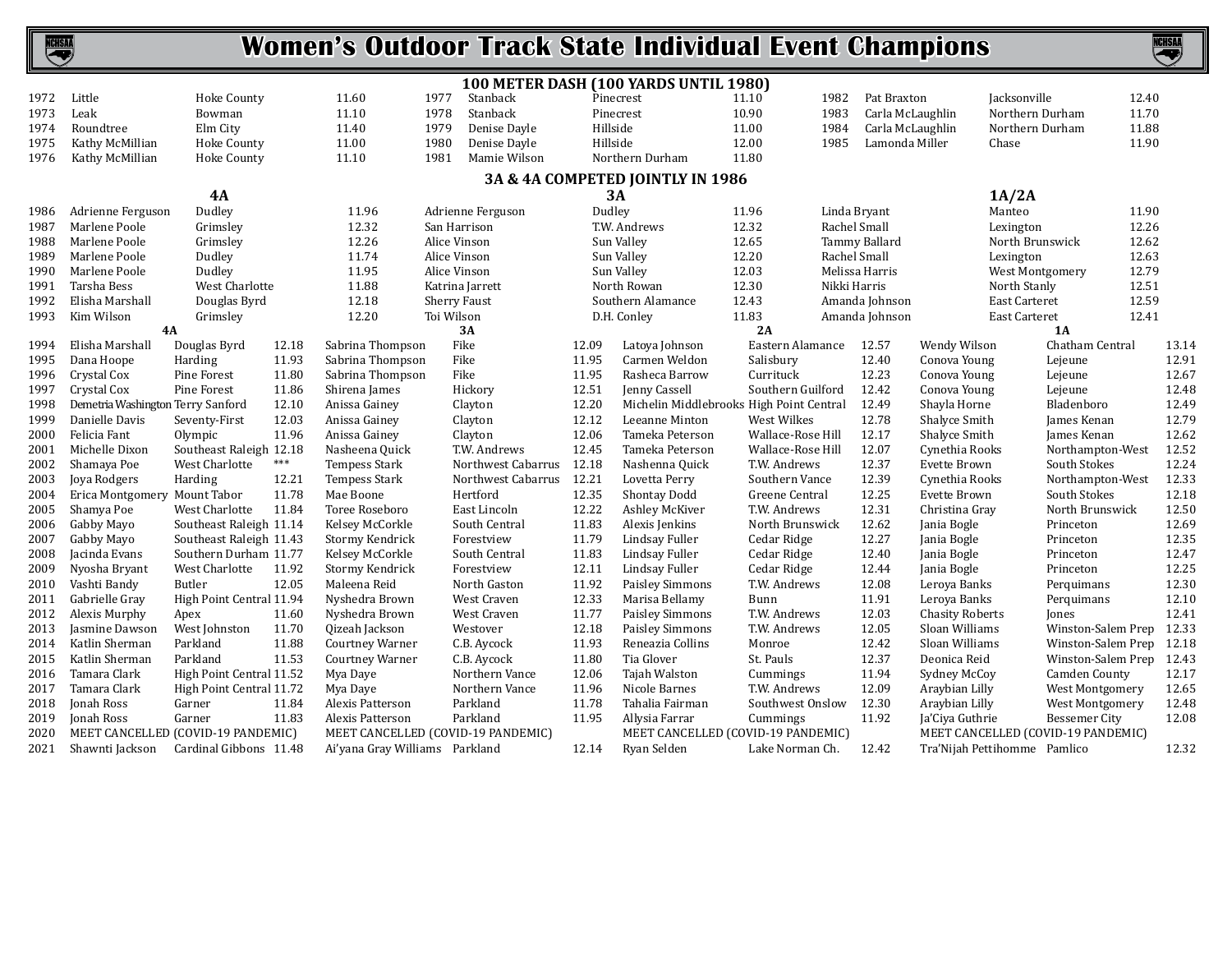# Women's Outdoor Track State Individual Event Champions

## 100 METER DASH (100 YARDS UNTIL 1980)

| Year | Name | School | Time |
|---|---|---|---|
| 1972 | Little | Hoke County | 11.60 |
| 1973 | Leak | Bowman | 11.10 |
| 1974 | Roundtree | Elm City | 11.40 |
| 1975 | Kathy McMillian | Hoke County | 11.00 |
| 1976 | Kathy McMillian | Hoke County | 11.10 |
| 1977 | Stanback | Pinecrest | 11.10 |
| 1978 | Stanback | Pinecrest | 10.90 |
| 1979 | Denise Dayle | Hillside | 11.00 |
| 1980 | Denise Dayle | Hillside | 12.00 |
| 1981 | Mamie Wilson | Northern Durham | 11.80 |
| 1982 | Pat Braxton | Jacksonville | 12.40 |
| 1983 | Carla McLaughlin | Northern Durham | 11.70 |
| 1984 | Carla McLaughlin | Northern Durham | 11.88 |
| 1985 | Lamonda Miller | Chase | 11.90 |

### 3A & 4A COMPETED JOINTLY IN 1986

| Year | 4A | School | Time | 3A | School | Time | 1A/2A | School | Time |
|---|---|---|---|---|---|---|---|---|---|
| 1986 | Adrienne Ferguson | Dudley | 11.96 | Adrienne Ferguson | Dudley | 11.96 | Linda Bryant | Manteo | 11.90 |
| 1987 | Marlene Poole | Grimsley | 12.32 | San Harrison | T.W. Andrews | 12.32 | Rachel Small | Lexington | 12.26 |
| 1988 | Marlene Poole | Grimsley | 12.26 | Alice Vinson | Sun Valley | 12.65 | Tammy Ballard | North Brunswick | 12.62 |
| 1989 | Marlene Poole | Dudley | 11.74 | Alice Vinson | Sun Valley | 12.20 | Rachel Small | Lexington | 12.63 |
| 1990 | Marlene Poole | Dudley | 11.95 | Alice Vinson | Sun Valley | 12.03 | Melissa Harris | West Montgomery | 12.79 |
| 1991 | Tarsha Bess | West Charlotte | 11.88 | Katrina Jarrett | North Rowan | 12.30 | Nikki Harris | North Stanly | 12.51 |
| 1992 | Elisha Marshall | Douglas Byrd | 12.18 | Sherry Faust | Southern Alamance | 12.43 | Amanda Johnson | East Carteret | 12.59 |
| 1993 | Kim Wilson | Grimsley | 12.20 | Toi Wilson | D.H. Conley | 11.83 | Amanda Johnson | East Carteret | 12.41 |

| Year | 4A | School | Time | 3A | School | Time | 2A | School | Time | 1A | School | Time |
|---|---|---|---|---|---|---|---|---|---|---|---|---|
| 1994 | Elisha Marshall | Douglas Byrd | 12.18 | Sabrina Thompson | Fike | 12.09 | Latoya Johnson | Eastern Alamance | 12.57 | Wendy Wilson | Chatham Central | 13.14 |
| 1995 | Dana Hoope | Harding | 11.93 | Sabrina Thompson | Fike | 11.95 | Carmen Weldon | Salisbury | 12.40 | Conova Young | Lejeune | 12.91 |
| 1996 | Crystal Cox | Pine Forest | 11.80 | Sabrina Thompson | Fike | 11.95 | Rasheca Barrow | Currituck | 12.23 | Conova Young | Lejeune | 12.67 |
| 1997 | Crystal Cox | Pine Forest | 11.86 | Shirena James | Hickory | 12.51 | Jenny Cassell | Southern Guilford | 12.42 | Conova Young | Lejeune | 12.48 |
| 1998 | Demetria Washington | Terry Sanford | 12.10 | Anissa Gainey | Clayton | 12.20 | Michelin Middlebrooks | High Point Central | 12.49 | Shayla Horne | Bladenboro | 12.49 |
| 1999 | Danielle Davis | Seventy-First | 12.03 | Anissa Gainey | Clayton | 12.12 | Leeanne Minton | West Wilkes | 12.78 | Shalyce Smith | James Kenan | 12.79 |
| 2000 | Felicia Fant | Olympic | 11.96 | Anissa Gainey | Clayton | 12.06 | Tameka Peterson | Wallace-Rose Hill | 12.17 | Shalyce Smith | James Kenan | 12.62 |
| 2001 | Michelle Dixon | Southeast Raleigh | 12.18 | Nasheena Quick | T.W. Andrews | 12.45 | Tameka Peterson | Wallace-Rose Hill | 12.07 | Cynethia Rooks | Northampton-West | 12.52 |
| 2002 | Shamaya Poe | West Charlotte | *** | Tempess Stark | Northwest Cabarrus | 12.18 | Nashenna Quick | T.W. Andrews | 12.37 | Evette Brown | South Stokes | 12.24 |
| 2003 | Joya Rodgers | Harding | 12.21 | Tempess Stark | Northwest Cabarrus | 12.21 | Lovetta Perry | Southern Vance | 12.39 | Cynethia Rooks | Northampton-West | 12.33 |
| 2004 | Erica Montgomery | Mount Tabor | 11.78 | Mae Boone | Hertford | 12.35 | Shontay Dodd | Greene Central | 12.25 | Evette Brown | South Stokes | 12.18 |
| 2005 | Shamya Poe | West Charlotte | 11.84 | Toree Roseboro | East Lincoln | 12.22 | Ashley McKiver | T.W. Andrews | 12.31 | Christina Gray | North Brunswick | 12.50 |
| 2006 | Gabby Mayo | Southeast Raleigh | 11.14 | Kelsey McCorkle | South Central | 11.83 | Alexis Jenkins | North Brunswick | 12.62 | Jania Bogle | Princeton | 12.69 |
| 2007 | Gabby Mayo | Southeast Raleigh | 11.43 | Stormy Kendrick | Forestview | 11.79 | Lindsay Fuller | Cedar Ridge | 12.27 | Jania Bogle | Princeton | 12.35 |
| 2008 | Jacinda Evans | Southern Durham | 11.77 | Kelsey McCorkle | South Central | 11.83 | Lindsay Fuller | Cedar Ridge | 12.40 | Jania Bogle | Princeton | 12.47 |
| 2009 | Nyosha Bryant | West Charlotte | 11.92 | Stormy Kendrick | Forestview | 12.11 | Lindsay Fuller | Cedar Ridge | 12.44 | Jania Bogle | Princeton | 12.25 |
| 2010 | Vashti Bandy | Butler | 12.05 | Maleena Reid | North Gaston | 11.92 | Paisley Simmons | T.W. Andrews | 12.08 | Leroya Banks | Perquimans | 12.30 |
| 2011 | Gabrielle Gray | High Point Central | 11.94 | Nyshedra Brown | West Craven | 12.33 | Marisa Bellamy | Bunn | 11.91 | Leroya Banks | Perquimans | 12.10 |
| 2012 | Alexis Murphy | Apex | 11.60 | Nyshedra Brown | West Craven | 11.77 | Paisley Simmons | T.W. Andrews | 12.03 | Chasity Roberts | Jones | 12.41 |
| 2013 | Jasmine Dawson | West Johnston | 11.70 | Qizeah Jackson | Westover | 12.18 | Paisley Simmons | T.W. Andrews | 12.05 | Sloan Williams | Winston-Salem Prep | 12.33 |
| 2014 | Katlin Sherman | Parkland | 11.88 | Courtney Warner | C.B. Aycock | 11.93 | Reneazia Collins | Monroe | 12.42 | Sloan Williams | Winston-Salem Prep | 12.18 |
| 2015 | Katlin Sherman | Parkland | 11.53 | Courtney Warner | C.B. Aycock | 11.80 | Tia Glover | St. Pauls | 12.37 | Deonica Reid | Winston-Salem Prep | 12.43 |
| 2016 | Tamara Clark | High Point Central | 11.52 | Mya Daye | Northern Vance | 12.06 | Tajah Walston | Cummings | 11.94 | Sydney McCoy | Camden County | 12.17 |
| 2017 | Tamara Clark | High Point Central | 11.72 | Mya Daye | Northern Vance | 11.96 | Nicole Barnes | T.W. Andrews | 12.09 | Araybian Lilly | West Montgomery | 12.65 |
| 2018 | Jonah Ross | Garner | 11.84 | Alexis Patterson | Parkland | 11.78 | Tahalia Fairman | Southwest Onslow | 12.30 | Araybian Lilly | West Montgomery | 12.48 |
| 2019 | Jonah Ross | Garner | 11.83 | Alexis Patterson | Parkland | 11.95 | Allysia Farrar | Cummings | 11.92 | Ja'Ciya Guthrie | Bessemer City | 12.08 |
| 2020 | MEET CANCELLED (COVID-19 PANDEMIC) | | | MEET CANCELLED (COVID-19 PANDEMIC) | | | MEET CANCELLED (COVID-19 PANDEMIC) | | | MEET CANCELLED (COVID-19 PANDEMIC) | | |
| 2021 | Shawnti Jackson | Cardinal Gibbons | 11.48 | Ai'yana Gray Williams | Parkland | 12.14 | Ryan Selden | Lake Norman Ch. | 12.42 | Tra'Nijah Pettihomme | Pamlico | 12.32 |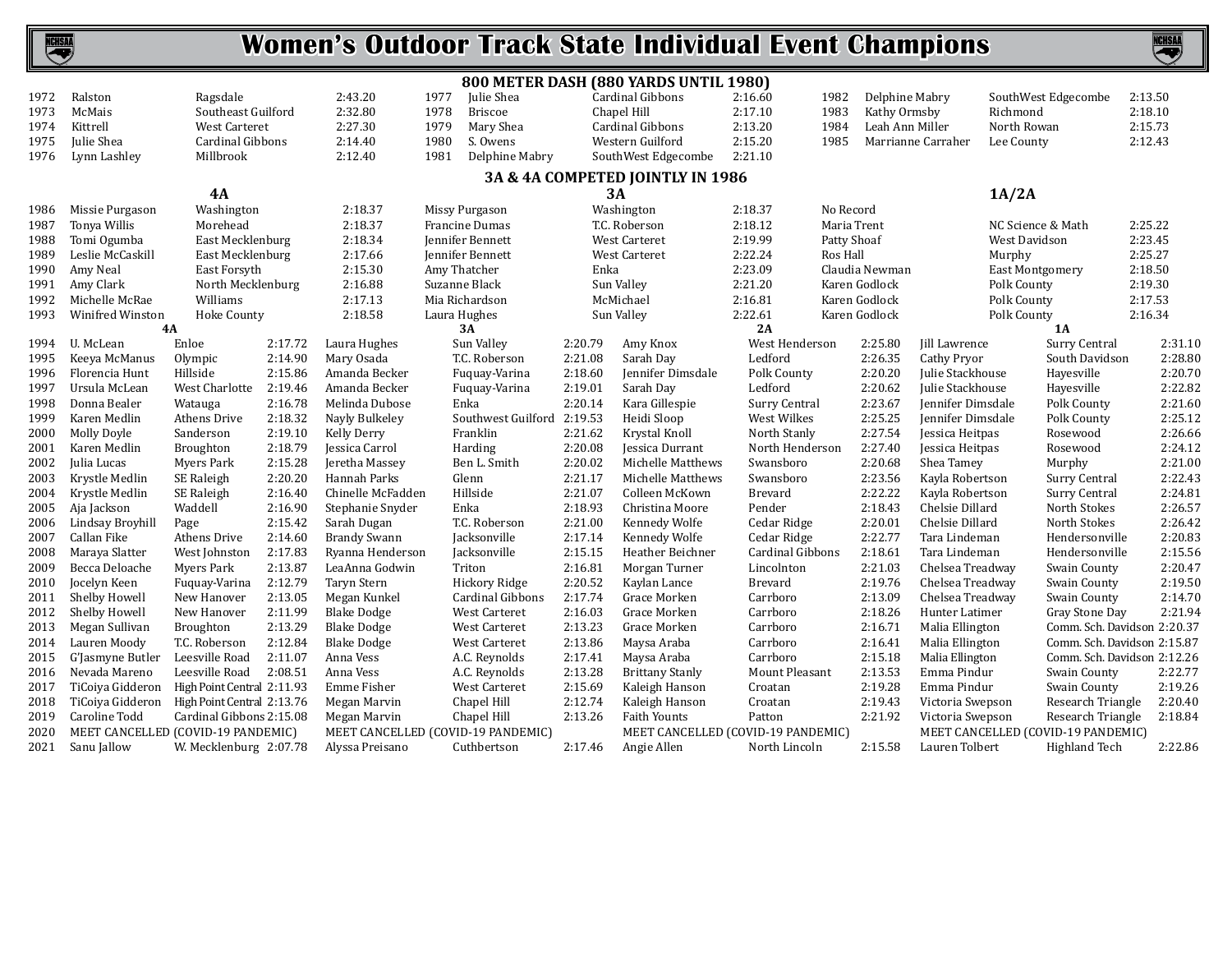# Women's Outdoor Track State Individual Event Champions

## 800 METER DASH (880 YARDS UNTIL 1980)

| Year | Name | School | Time |
|---|---|---|---|
| 1972 | Ralston | Ragsdale | 2:43.20 |
| 1973 | McMais | Southeast Guilford | 2:32.80 |
| 1974 | Kittrell | West Carteret | 2:27.30 |
| 1975 | Julie Shea | Cardinal Gibbons | 2:14.40 |
| 1976 | Lynn Lashley | Millbrook | 2:12.40 |
| 1977 | Julie Shea | Cardinal Gibbons | 2:16.60 |
| 1978 | Briscoe | Chapel Hill | 2:17.10 |
| 1979 | Mary Shea | Cardinal Gibbons | 2:13.20 |
| 1980 | S. Owens | Western Guilford | 2:15.20 |
| 1981 | Delphine Mabry | SouthWest Edgecombe | 2:21.10 |
| 1982 | Delphine Mabry | SouthWest Edgecombe | 2:13.50 |
| 1983 | Kathy Ormsby | Richmond | 2:18.10 |
| 1984 | Leah Ann Miller | North Rowan | 2:15.73 |
| 1985 | Marrianne Carraher | Lee County | 2:12.43 |

### 3A & 4A COMPETED JOINTLY IN 1986

| Year | 4A | | | 3A | | | 1A/2A | | |
|---|---|---|---|---|---|---|---|---|---|
| 1986 | Missie Purgason | Washington | 2:18.37 | Missy Purgason | Washington | 2:18.37 | No Record | | |
| 1987 | Tonya Willis | Morehead | 2:18.37 | Francine Dumas | T.C. Roberson | 2:18.12 | Maria Trent | NC Science & Math | 2:25.22 |
| 1988 | Tomi Ogumba | East Mecklenburg | 2:18.34 | Jennifer Bennett | West Carteret | 2:19.99 | Patty Shoaf | West Davidson | 2:23.45 |
| 1989 | Leslie McCaskill | East Mecklenburg | 2:17.66 | Jennifer Bennett | West Carteret | 2:22.24 | Ros Hall | Murphy | 2:25.27 |
| 1990 | Amy Neal | East Forsyth | 2:15.30 | Amy Thatcher | Enka | 2:23.09 | Claudia Newman | East Montgomery | 2:18.50 |
| 1991 | Amy Clark | North Mecklenburg | 2:16.88 | Suzanne Black | Sun Valley | 2:21.20 | Karen Godlock | Polk County | 2:19.30 |
| 1992 | Michelle McRae | Williams | 2:17.13 | Mia Richardson | McMichael | 2:16.81 | Karen Godlock | Polk County | 2:17.53 |
| 1993 | Winifred Winston | Hoke County | 2:18.58 | Laura Hughes | Sun Valley | 2:22.61 | Karen Godlock | Polk County | 2:16.34 |

| Year | 4A | | | 3A | | | 2A | | | 1A | | |
|---|---|---|---|---|---|---|---|---|---|---|---|---|
| 1994 | U. McLean | Enloe | 2:17.72 | Laura Hughes | Sun Valley | 2:20.79 | Amy Knox | West Henderson | 2:25.80 | Jill Lawrence | Surry Central | 2:31.10 |
| 1995 | Keeya McManus | Olympic | 2:14.90 | Mary Osada | T.C. Roberson | 2:21.08 | Sarah Day | Ledford | 2:26.35 | Cathy Pryor | South Davidson | 2:28.80 |
| 1996 | Florencia Hunt | Hillside | 2:15.86 | Amanda Becker | Fuquay-Varina | 2:18.60 | Jennifer Dimsdale | Polk County | 2:20.20 | Julie Stackhouse | Hayesville | 2:20.70 |
| 1997 | Ursula McLean | West Charlotte | 2:19.46 | Amanda Becker | Fuquay-Varina | 2:19.01 | Sarah Day | Ledford | 2:20.62 | Julie Stackhouse | Hayesville | 2:22.82 |
| 1998 | Donna Bealer | Watauga | 2:16.78 | Melinda Dubose | Enka | 2:20.14 | Kara Gillespie | Surry Central | 2:23.67 | Jennifer Dimsdale | Polk County | 2:21.60 |
| 1999 | Karen Medlin | Athens Drive | 2:18.32 | Nayly Bulkeley | Southwest Guilford | 2:19.53 | Heidi Sloop | West Wilkes | 2:25.25 | Jennifer Dimsdale | Polk County | 2:25.12 |
| 2000 | Molly Doyle | Sanderson | 2:19.10 | Kelly Derry | Franklin | 2:21.62 | Krystal Knoll | North Stanly | 2:27.54 | Jessica Heitpas | Rosewood | 2:26.66 |
| 2001 | Karen Medlin | Broughton | 2:18.79 | Jessica Carrol | Harding | 2:20.08 | Jessica Durrant | North Henderson | 2:27.40 | Jessica Heitpas | Rosewood | 2:24.12 |
| 2002 | Julia Lucas | Myers Park | 2:15.28 | Jeretha Massey | Ben L. Smith | 2:20.02 | Michelle Matthews | Swansboro | 2:20.68 | Shea Tamey | Murphy | 2:21.00 |
| 2003 | Krystle Medlin | SE Raleigh | 2:20.20 | Hannah Parks | Glenn | 2:21.17 | Michelle Matthews | Swansboro | 2:23.56 | Kayla Robertson | Surry Central | 2:22.43 |
| 2004 | Krystle Medlin | SE Raleigh | 2:16.40 | Chinelle McFadden | Hillside | 2:21.07 | Colleen McKown | Brevard | 2:22.22 | Kayla Robertson | Surry Central | 2:24.81 |
| 2005 | Aja Jackson | Waddell | 2:16.90 | Stephanie Snyder | Enka | 2:18.93 | Christina Moore | Pender | 2:18.43 | Chelsie Dillard | North Stokes | 2:26.57 |
| 2006 | Lindsay Broyhill | Page | 2:15.42 | Sarah Dugan | T.C. Roberson | 2:21.00 | Kennedy Wolfe | Cedar Ridge | 2:20.01 | Chelsie Dillard | North Stokes | 2:26.42 |
| 2007 | Callan Fike | Athens Drive | 2:14.60 | Brandy Swann | Jacksonville | 2:17.14 | Kennedy Wolfe | Cedar Ridge | 2:22.77 | Tara Lindeman | Hendersonville | 2:20.83 |
| 2008 | Maraya Slatter | West Johnston | 2:17.83 | Ryanna Henderson | Jacksonville | 2:15.15 | Heather Beichner | Cardinal Gibbons | 2:18.61 | Tara Lindeman | Hendersonville | 2:15.56 |
| 2009 | Becca Deloache | Myers Park | 2:13.87 | LeaAnna Godwin | Triton | 2:16.81 | Morgan Turner | Lincolnton | 2:21.03 | Chelsea Treadway | Swain County | 2:20.47 |
| 2010 | Jocelyn Keen | Fuquay-Varina | 2:12.79 | Taryn Stern | Hickory Ridge | 2:20.52 | Kaylan Lance | Brevard | 2:19.76 | Chelsea Treadway | Swain County | 2:19.50 |
| 2011 | Shelby Howell | New Hanover | 2:13.05 | Megan Kunkel | Cardinal Gibbons | 2:17.74 | Grace Morken | Carrboro | 2:13.09 | Chelsea Treadway | Swain County | 2:14.70 |
| 2012 | Shelby Howell | New Hanover | 2:11.99 | Blake Dodge | West Carteret | 2:16.03 | Grace Morken | Carrboro | 2:18.26 | Hunter Latimer | Gray Stone Day | 2:21.94 |
| 2013 | Megan Sullivan | Broughton | 2:13.29 | Blake Dodge | West Carteret | 2:13.23 | Grace Morken | Carrboro | 2:16.71 | Malia Ellington | Comm. Sch. Davidson | 2:20.37 |
| 2014 | Lauren Moody | T.C. Roberson | 2:12.84 | Blake Dodge | West Carteret | 2:13.86 | Maysa Araba | Carrboro | 2:16.41 | Malia Ellington | Comm. Sch. Davidson | 2:15.87 |
| 2015 | G'Jasmyne Butler | Leesville Road | 2:11.07 | Anna Vess | A.C. Reynolds | 2:17.41 | Maysa Araba | Carrboro | 2:15.18 | Malia Ellington | Comm. Sch. Davidson | 2:12.26 |
| 2016 | Nevada Mareno | Leesville Road | 2:08.51 | Anna Vess | A.C. Reynolds | 2:13.28 | Brittany Stanly | Mount Pleasant | 2:13.53 | Emma Pindur | Swain County | 2:22.77 |
| 2017 | TiCoiya Gidderon | High Point Central | 2:11.93 | Emme Fisher | West Carteret | 2:15.69 | Kaleigh Hanson | Croatan | 2:19.28 | Emma Pindur | Swain County | 2:19.26 |
| 2018 | TiCoiya Gidderon | High Point Central | 2:13.76 | Megan Marvin | Chapel Hill | 2:12.74 | Kaleigh Hanson | Croatan | 2:19.43 | Victoria Swepson | Research Triangle | 2:20.40 |
| 2019 | Caroline Todd | Cardinal Gibbons | 2:15.08 | Megan Marvin | Chapel Hill | 2:13.26 | Faith Younts | Patton | 2:21.92 | Victoria Swepson | Research Triangle | 2:18.84 |
| 2020 | MEET CANCELLED (COVID-19 PANDEMIC) | | | MEET CANCELLED (COVID-19 PANDEMIC) | | | MEET CANCELLED (COVID-19 PANDEMIC) | | | MEET CANCELLED (COVID-19 PANDEMIC) | | |
| 2021 | Sanu Jallow | W. Mecklenburg | 2:07.78 | Alyssa Preisano | Cuthbertson | 2:17.46 | Angie Allen | North Lincoln | 2:15.58 | Lauren Tolbert | Highland Tech | 2:22.86 |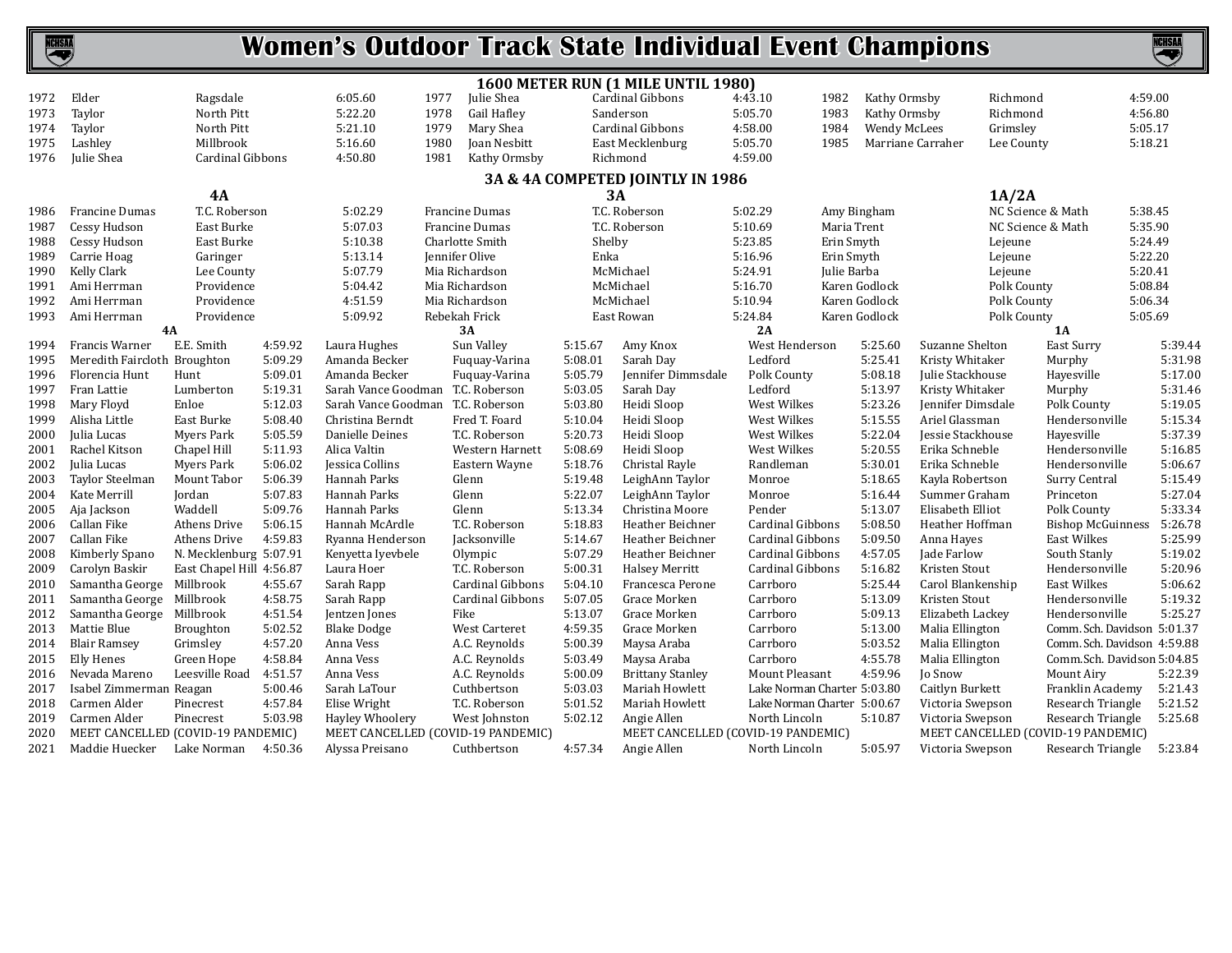# Women's Outdoor Track State Individual Event Champions

## 1600 METER RUN (1 MILE UNTIL 1980)

| Year | Name | School | Time |
|---|---|---|---|
| 1972 | Elder | Ragsdale | 6:05.60 |
| 1973 | Taylor | North Pitt | 5:22.20 |
| 1974 | Taylor | North Pitt | 5:21.10 |
| 1975 | Lashley | Millbrook | 5:16.60 |
| 1976 | Julie Shea | Cardinal Gibbons | 4:50.80 |
| 1977 | Julie Shea | Cardinal Gibbons | 4:43.10 |
| 1978 | Gail Hafley | Sanderson | 5:05.70 |
| 1979 | Mary Shea | Cardinal Gibbons | 4:58.00 |
| 1980 | Joan Nesbitt | East Mecklenburg | 5:05.70 |
| 1981 | Kathy Ormsby | Richmond | 4:59.00 |
| 1982 | Kathy Ormsby | Richmond | 4:59.00 |
| 1983 | Kathy Ormsby | Richmond | 4:56.80 |
| 1984 | Wendy McLees | Grimsley | 5:05.17 |
| 1985 | Marriane Carraher | Lee County | 5:18.21 |

## 3A & 4A COMPETED JOINTLY IN 1986

| Year | 4A | School | Time | 3A | School | Time | 1A/2A | School | Time |
|---|---|---|---|---|---|---|---|---|---|
| 1986 | Francine Dumas | T.C. Roberson | 5:02.29 | Francine Dumas | T.C. Roberson | 5:02.29 | Amy Bingham | NC Science & Math | 5:38.45 |
| 1987 | Cessy Hudson | East Burke | 5:07.03 | Francine Dumas | T.C. Roberson | 5:10.69 | Maria Trent | NC Science & Math | 5:35.90 |
| 1988 | Cessy Hudson | East Burke | 5:10.38 | Charlotte Smith | Shelby | 5:23.85 | Erin Smyth | Lejeune | 5:24.49 |
| 1989 | Carrie Hoag | Garinger | 5:13.14 | Jennifer Olive | Enka | 5:16.96 | Erin Smyth | Lejeune | 5:22.20 |
| 1990 | Kelly Clark | Lee County | 5:07.79 | Mia Richardson | McMichael | 5:24.91 | Julie Barba | Lejeune | 5:20.41 |
| 1991 | Ami Herrman | Providence | 5:04.42 | Mia Richardson | McMichael | 5:16.70 | Karen Godlock | Polk County | 5:08.84 |
| 1992 | Ami Herrman | Providence | 4:51.59 | Mia Richardson | McMichael | 5:10.94 | Karen Godlock | Polk County | 5:06.34 |
| 1993 | Ami Herrman | Providence | 5:09.92 | Rebekah Frick | East Rowan | 5:24.84 | Karen Godlock | Polk County | 5:05.69 |

| Year | 4A | School | Time | 3A | School | Time | 2A | School | Time | 1A | School | Time |
|---|---|---|---|---|---|---|---|---|---|---|---|---|
| 1994 | Francis Warner | E.E. Smith | 4:59.92 | Laura Hughes | Sun Valley | 5:15.67 | Amy Knox | West Henderson | 5:25.60 | Suzanne Shelton | East Surry | 5:39.44 |
| 1995 | Meredith Faircloth | Broughton | 5:09.29 | Amanda Becker | Fuquay-Varina | 5:08.01 | Sarah Day | Ledford | 5:25.41 | Kristy Whitaker | Murphy | 5:31.98 |
| 1996 | Florencia Hunt | Hunt | 5:09.01 | Amanda Becker | Fuquay-Varina | 5:05.79 | Jennifer Dimmsdale | Polk County | 5:08.18 | Julie Stackhouse | Hayesville | 5:17.00 |
| 1997 | Fran Lattie | Lumberton | 5:19.31 | Sarah Vance Goodman | T.C. Roberson | 5:03.05 | Sarah Day | Ledford | 5:13.97 | Kristy Whitaker | Murphy | 5:31.46 |
| 1998 | Mary Floyd | Enloe | 5:12.03 | Sarah Vance Goodman | T.C. Roberson | 5:03.80 | Heidi Sloop | West Wilkes | 5:23.26 | Jennifer Dimsdale | Polk County | 5:19.05 |
| 1999 | Alisha Little | East Burke | 5:08.40 | Christina Berndt | Fred T. Foard | 5:10.04 | Heidi Sloop | West Wilkes | 5:15.55 | Ariel Glassman | Hendersonville | 5:15.34 |
| 2000 | Julia Lucas | Myers Park | 5:05.59 | Danielle Deines | T.C. Roberson | 5:20.73 | Heidi Sloop | West Wilkes | 5:22.04 | Jessie Stackhouse | Hayesville | 5:37.39 |
| 2001 | Rachel Kitson | Chapel Hill | 5:11.93 | Alica Valtin | Western Harnett | 5:08.69 | Heidi Sloop | West Wilkes | 5:20.55 | Erika Schneble | Hendersonville | 5:16.85 |
| 2002 | Julia Lucas | Myers Park | 5:06.02 | Jessica Collins | Eastern Wayne | 5:18.76 | Christal Rayle | Randleman | 5:30.01 | Erika Schneble | Hendersonville | 5:06.67 |
| 2003 | Taylor Steelman | Mount Tabor | 5:06.39 | Hannah Parks | Glenn | 5:19.48 | LeighAnn Taylor | Monroe | 5:18.65 | Kayla Robertson | Surry Central | 5:15.49 |
| 2004 | Kate Merrill | Jordan | 5:07.83 | Hannah Parks | Glenn | 5:22.07 | LeighAnn Taylor | Monroe | 5:16.44 | Summer Graham | Princeton | 5:27.04 |
| 2005 | Aja Jackson | Waddell | 5:09.76 | Hannah Parks | Glenn | 5:13.34 | Christina Moore | Pender | 5:13.07 | Elisabeth Elliot | Polk County | 5:33.34 |
| 2006 | Callan Fike | Athens Drive | 5:06.15 | Hannah McArdle | T.C. Roberson | 5:18.83 | Heather Beichner | Cardinal Gibbons | 5:08.50 | Heather Hoffman | Bishop McGuinness | 5:26.78 |
| 2007 | Callan Fike | Athens Drive | 4:59.83 | Ryanna Henderson | Jacksonville | 5:14.67 | Heather Beichner | Cardinal Gibbons | 5:09.50 | Anna Hayes | East Wilkes | 5:25.99 |
| 2008 | Kimberly Spano | N. Mecklenburg | 5:07.91 | Kenyetta Iyevbele | Olympic | 5:07.29 | Heather Beichner | Cardinal Gibbons | 4:57.05 | Jade Farlow | South Stanly | 5:19.02 |
| 2009 | Carolyn Baskir | East Chapel Hill | 4:56.87 | Laura Hoer | T.C. Roberson | 5:00.31 | Halsey Merritt | Cardinal Gibbons | 5:16.82 | Kristen Stout | Hendersonville | 5:20.96 |
| 2010 | Samantha George | Millbrook | 4:55.67 | Sarah Rapp | Cardinal Gibbons | 5:04.10 | Francesca Perone | Carrboro | 5:25.44 | Carol Blankenship | East Wilkes | 5:06.62 |
| 2011 | Samantha George | Millbrook | 4:58.75 | Sarah Rapp | Cardinal Gibbons | 5:07.05 | Grace Morken | Carrboro | 5:13.09 | Kristen Stout | Hendersonville | 5:19.32 |
| 2012 | Samantha George | Millbrook | 4:51.54 | Jentzen Jones | Fike | 5:13.07 | Grace Morken | Carrboro | 5:09.13 | Elizabeth Lackey | Hendersonville | 5:25.27 |
| 2013 | Mattie Blue | Broughton | 5:02.52 | Blake Dodge | West Carteret | 4:59.35 | Grace Morken | Carrboro | 5:13.00 | Malia Ellington | Comm. Sch. Davidson | 5:01.37 |
| 2014 | Blair Ramsey | Grimsley | 4:57.20 | Anna Vess | A.C. Reynolds | 5:00.39 | Maysa Araba | Carrboro | 5:03.52 | Malia Ellington | Comm. Sch. Davidson | 4:59.88 |
| 2015 | Elly Henes | Green Hope | 4:58.84 | Anna Vess | A.C. Reynolds | 5:03.49 | Maysa Araba | Carrboro | 4:55.78 | Malia Ellington | Comm.Sch. Davidson | 5:04.85 |
| 2016 | Nevada Mareno | Leesville Road | 4:51.57 | Anna Vess | A.C. Reynolds | 5:00.09 | Brittany Stanley | Mount Pleasant | 4:59.96 | Jo Snow | Mount Airy | 5:22.39 |
| 2017 | Isabel Zimmerman | Reagan | 5:00.46 | Sarah LaTour | Cuthbertson | 5:03.03 | Mariah Howlett | Lake Norman Charter | 5:03.80 | Caitlyn Burkett | Franklin Academy | 5:21.43 |
| 2018 | Carmen Alder | Pinecrest | 4:57.84 | Elise Wright | T.C. Roberson | 5:01.52 | Mariah Howlett | Lake Norman Charter | 5:00.67 | Victoria Swepson | Research Triangle | 5:21.52 |
| 2019 | Carmen Alder | Pinecrest | 5:03.98 | Hayley Whoolery | West Johnston | 5:02.12 | Angie Allen | North Lincoln | 5:10.87 | Victoria Swepson | Research Triangle | 5:25.68 |
| 2020 | MEET CANCELLED (COVID-19 PANDEMIC) | | | MEET CANCELLED (COVID-19 PANDEMIC) | | | MEET CANCELLED (COVID-19 PANDEMIC) | | | MEET CANCELLED (COVID-19 PANDEMIC) | | |
| 2021 | Maddie Huecker | Lake Norman | 4:50.36 | Alyssa Preisano | Cuthbertson | 4:57.34 | Angie Allen | North Lincoln | 5:05.97 | Victoria Swepson | Research Triangle | 5:23.84 |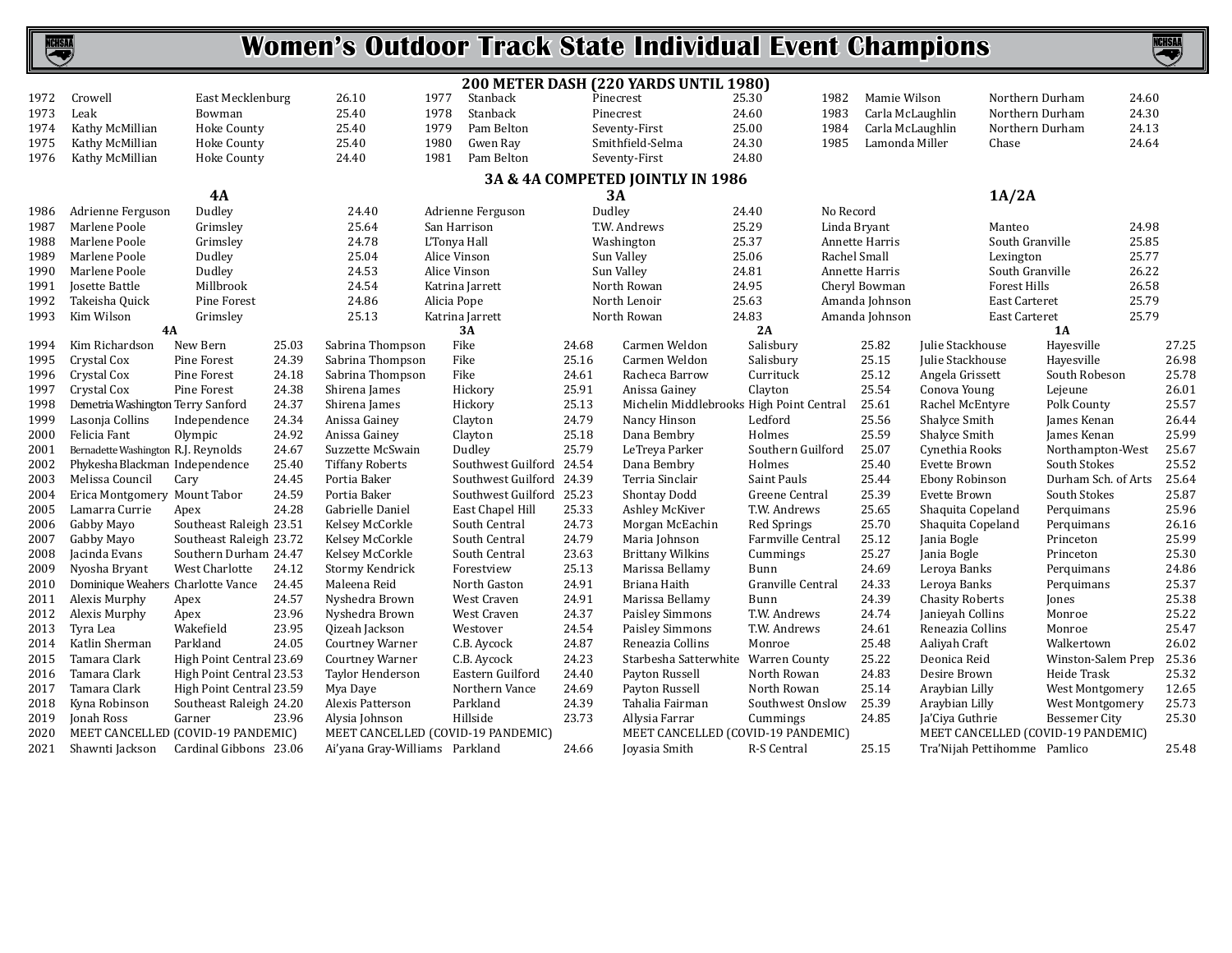# Women's Outdoor Track State Individual Event Champions

## 200 METER DASH (220 YARDS UNTIL 1980)

| Year | Name | School | Time |
|---|---|---|---|
| 1972 | Crowell | East Mecklenburg | 26.10 |
| 1973 | Leak | Bowman | 25.40 |
| 1974 | Kathy McMillian | Hoke County | 25.40 |
| 1975 | Kathy McMillian | Hoke County | 25.40 |
| 1976 | Kathy McMillian | Hoke County | 24.40 |
| 1977 | Stanback | Pinecrest | 25.30 |
| 1978 | Stanback | Pinecrest | 24.60 |
| 1979 | Pam Belton | Seventy-First | 25.00 |
| 1980 | Gwen Ray | Smithfield-Selma | 24.30 |
| 1981 | Pam Belton | Seventy-First | 24.80 |
| 1982 | Mamie Wilson | Northern Durham | 24.60 |
| 1983 | Carla McLaughlin | Northern Durham | 24.30 |
| 1984 | Carla McLaughlin | Northern Durham | 24.13 |
| 1985 | Lamonda Miller | Chase | 24.64 |

### 3A & 4A COMPETED JOINTLY IN 1986

| Year | 4A | | | 3A | | | 1A/2A | | |
|---|---|---|---|---|---|---|---|---|---|
| 1986 | Adrienne Ferguson | Dudley | 24.40 | Adrienne Ferguson | Dudley | 24.40 | No Record | | |
| 1987 | Marlene Poole | Grimsley | 25.64 | San Harrison | T.W. Andrews | 25.29 | Linda Bryant | Manteo | 24.98 |
| 1988 | Marlene Poole | Grimsley | 24.78 | L'Tonya Hall | Washington | 25.37 | Annette Harris | South Granville | 25.85 |
| 1989 | Marlene Poole | Dudley | 25.04 | Alice Vinson | Sun Valley | 25.06 | Rachel Small | Lexington | 25.77 |
| 1990 | Marlene Poole | Dudley | 24.53 | Alice Vinson | Sun Valley | 24.81 | Annette Harris | South Granville | 26.22 |
| 1991 | Josette Battle | Millbrook | 24.54 | Katrina Jarrett | North Rowan | 24.95 | Cheryl Bowman | Forest Hills | 26.58 |
| 1992 | Takeisha Quick | Pine Forest | 24.86 | Alicia Pope | North Lenoir | 25.63 | Amanda Johnson | East Carteret | 25.79 |
| 1993 | Kim Wilson | Grimsley | 25.13 | Katrina Jarrett | North Rowan | 24.83 | Amanda Johnson | East Carteret | 25.79 |

| Year | 4A | | | 3A | | | 2A | | | 1A | | |
|---|---|---|---|---|---|---|---|---|---|---|---|---|
| 1994 | Kim Richardson | New Bern | 25.03 | Sabrina Thompson | Fike | 24.68 | Carmen Weldon | Salisbury | 25.82 | Julie Stackhouse | Hayesville | 27.25 |
| 1995 | Crystal Cox | Pine Forest | 24.39 | Sabrina Thompson | Fike | 25.16 | Carmen Weldon | Salisbury | 25.15 | Julie Stackhouse | Hayesville | 26.98 |
| 1996 | Crystal Cox | Pine Forest | 24.18 | Sabrina Thompson | Fike | 24.61 | Racheca Barrow | Currituck | 25.12 | Angela Grissett | South Robeson | 25.78 |
| 1997 | Crystal Cox | Pine Forest | 24.38 | Shirena James | Hickory | 25.91 | Anissa Gainey | Clayton | 25.54 | Conova Young | Lejeune | 26.01 |
| 1998 | Demetria Washington | Terry Sanford | 24.37 | Shirena James | Hickory | 25.13 | Michelin Middlebrooks | High Point Central | 25.61 | Rachel McEntyre | Polk County | 25.57 |
| 1999 | Lasonja Collins | Independence | 24.34 | Anissa Gainey | Clayton | 24.79 | Nancy Hinson | Ledford | 25.56 | Shalyce Smith | James Kenan | 26.44 |
| 2000 | Felicia Fant | Olympic | 24.92 | Anissa Gainey | Clayton | 25.18 | Dana Bembry | Holmes | 25.59 | Shalyce Smith | James Kenan | 25.99 |
| 2001 | Bernadette Washington | R.J. Reynolds | 24.67 | Suzzette McSwain | Dudley | 25.79 | LeTreya Parker | Southern Guilford | 25.07 | Cynethia Rooks | Northampton-West | 25.67 |
| 2002 | Phykesha Blackman | Independence | 25.40 | Tiffany Roberts | Southwest Guilford | 24.54 | Dana Bembry | Holmes | 25.40 | Evette Brown | South Stokes | 25.52 |
| 2003 | Melissa Council | Cary | 24.45 | Portia Baker | Southwest Guilford | 24.39 | Terria Sinclair | Saint Pauls | 25.44 | Ebony Robinson | Durham Sch. of Arts | 25.64 |
| 2004 | Erica Montgomery | Mount Tabor | 24.59 | Portia Baker | Southwest Guilford | 25.23 | Shontay Dodd | Greene Central | 25.39 | Evette Brown | South Stokes | 25.87 |
| 2005 | Lamarra Currie | Apex | 24.28 | Gabrielle Daniel | East Chapel Hill | 25.33 | Ashley McKiver | T.W. Andrews | 25.65 | Shaquita Copeland | Perquimans | 25.96 |
| 2006 | Gabby Mayo | Southeast Raleigh | 23.51 | Kelsey McCorkle | South Central | 24.73 | Morgan McEachin | Red Springs | 25.70 | Shaquita Copeland | Perquimans | 26.16 |
| 2007 | Gabby Mayo | Southeast Raleigh | 23.72 | Kelsey McCorkle | South Central | 24.79 | Maria Johnson | Farmville Central | 25.12 | Jania Bogle | Princeton | 25.99 |
| 2008 | Jacinda Evans | Southern Durham | 24.47 | Kelsey McCorkle | South Central | 23.63 | Brittany Wilkins | Cummings | 25.27 | Jania Bogle | Princeton | 25.30 |
| 2009 | Nyosha Bryant | West Charlotte | 24.12 | Stormy Kendrick | Forestview | 25.13 | Marissa Bellamy | Bunn | 24.69 | Leroya Banks | Perquimans | 24.86 |
| 2010 | Dominique Weahers | Charlotte Vance | 24.45 | Maleena Reid | North Gaston | 24.91 | Briana Haith | Granville Central | 24.33 | Leroya Banks | Perquimans | 25.37 |
| 2011 | Alexis Murphy | Apex | 24.57 | Nyshedra Brown | West Craven | 24.91 | Marissa Bellamy | Bunn | 24.39 | Chasity Roberts | Jones | 25.38 |
| 2012 | Alexis Murphy | Apex | 23.96 | Nyshedra Brown | West Craven | 24.37 | Paisley Simmons | T.W. Andrews | 24.74 | Janieyah Collins | Monroe | 25.22 |
| 2013 | Tyra Lea | Wakefield | 23.95 | Qizeah Jackson | Westover | 24.54 | Paisley Simmons | T.W. Andrews | 24.61 | Reneazia Collins | Monroe | 25.47 |
| 2014 | Katlin Sherman | Parkland | 24.05 | Courtney Warner | C.B. Aycock | 24.87 | Reneazia Collins | Monroe | 25.48 | Aaliyah Craft | Walkertown | 26.02 |
| 2015 | Tamara Clark | High Point Central | 23.69 | Courtney Warner | C.B. Aycock | 24.23 | Starbesha Satterwhite | Warren County | 25.22 | Deonica Reid | Winston-Salem Prep | 25.36 |
| 2016 | Tamara Clark | High Point Central | 23.53 | Taylor Henderson | Eastern Guilford | 24.40 | Payton Russell | North Rowan | 24.83 | Desire Brown | Heide Trask | 25.32 |
| 2017 | Tamara Clark | High Point Central | 23.59 | Mya Daye | Northern Vance | 24.69 | Payton Russell | North Rowan | 25.14 | Araybian Lilly | West Montgomery | 12.65 |
| 2018 | Kyna Robinson | Southeast Raleigh | 24.20 | Alexis Patterson | Parkland | 24.39 | Tahalia Fairman | Southwest Onslow | 25.39 | Araybian Lilly | West Montgomery | 25.73 |
| 2019 | Jonah Ross | Garner | 23.96 | Alysia Johnson | Hillside | 23.73 | Allysia Farrar | Cummings | 24.85 | Ja'Ciya Guthrie | Bessemer City | 25.30 |
| 2020 | MEET CANCELLED (COVID-19 PANDEMIC) | | | MEET CANCELLED (COVID-19 PANDEMIC) | | | MEET CANCELLED (COVID-19 PANDEMIC) | | | MEET CANCELLED (COVID-19 PANDEMIC) | | |
| 2021 | Shawnti Jackson | Cardinal Gibbons | 23.06 | Ai'yana Gray-Williams | Parkland | 24.66 | Joyasia Smith | R-S Central | 25.15 | Tra'Nijah Pettihomme | Pamlico | 25.48 |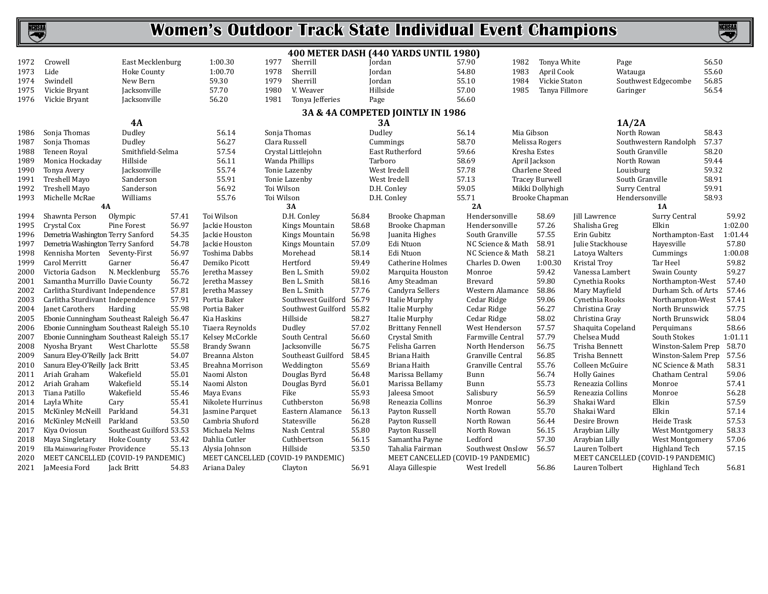# Women's Outdoor Track State Individual Event Champions

## 400 METER DASH (440 YARDS UNTIL 1980)

| Year | Name | School | Time |
|---|---|---|---|
| 1972 | Crowell | East Mecklenburg | 1:00.30 |
| 1973 | Lide | Hoke County | 1:00.70 |
| 1974 | Swindell | New Bern | 59.30 |
| 1975 | Vickie Bryant | Jacksonville | 57.70 |
| 1976 | Vickie Bryant | Jacksonville | 56.20 |
| 1977 | Sherrill | Jordan | 57.90 |
| 1978 | Sherrill | Jordan | 54.80 |
| 1979 | Sherrill | Jordan | 55.10 |
| 1980 | V. Weaver | Hillside | 57.00 |
| 1981 | Tonya Jefferies | Page | 56.60 |
| 1982 | Tonya White | Page | 56.50 |
| 1983 | April Cook | Watauga | 55.60 |
| 1984 | Vickie Staton | Southwest Edgecombe | 56.85 |
| 1985 | Tanya Fillmore | Garinger | 56.54 |

### 3A & 4A COMPETED JOINTLY IN 1986

| Year | 4A Name | 4A School | 4A Time | 3A Name | 3A School | 3A Time | 1A/2A Name | 1A/2A School | 1A/2A Time |
|---|---|---|---|---|---|---|---|---|---|
| 1986 | Sonja Thomas | Dudley | 56.14 | Sonja Thomas | Dudley | 56.14 | Mia Gibson | North Rowan | 58.43 |
| 1987 | Sonja Thomas | Dudley | 56.27 | Clara Russell | Cummings | 58.70 | Melissa Rogers | Southwestern Randolph | 57.37 |
| 1988 | Teneen Royal | Smithfield-Selma | 57.54 | Crystal Littlejohn | East Rutherford | 59.66 | Kresha Estes | South Granville | 58.20 |
| 1989 | Monica Hockaday | Hillside | 56.11 | Wanda Phillips | Tarboro | 58.69 | April Jackson | North Rowan | 59.44 |
| 1990 | Tonya Avery | Jacksonville | 55.74 | Tonie Lazenby | West Iredell | 57.78 | Charlene Steed | Louisburg | 59.32 |
| 1991 | Treshell Mayo | Sanderson | 55.91 | Tonie Lazenby | West Iredell | 57.13 | Tracey Burwell | South Granville | 58.91 |
| 1992 | Treshell Mayo | Sanderson | 56.92 | Toi Wilson | D.H. Conley | 59.05 | Mikki Dollyhigh | Surry Central | 59.91 |
| 1993 | Michelle McRae | Williams | 55.76 | Toi Wilson | D.H. Conley | 55.71 | Brooke Chapman | Hendersonville | 58.93 |

| Year | 4A Name | 4A School | 4A Time | 3A Name | 3A School | 3A Time | 2A Name | 2A School | 2A Time | 1A Name | 1A School | 1A Time |
|---|---|---|---|---|---|---|---|---|---|---|---|---|
| 1994 | Shawnta Person | Olympic | 57.41 | Toi Wilson | D.H. Conley | 56.84 | Brooke Chapman | Hendersonville | 58.69 | Jill Lawrence | Surry Central | 59.92 |
| 1995 | Crystal Cox | Pine Forest | 56.97 | Jackie Houston | Kings Mountain | 58.68 | Brooke Chapman | Hendersonville | 57.26 | Shalisha Greg | Elkin | 1:02.00 |
| 1996 | Demetria Washington | Terry Sanford | 54.35 | Jackie Houston | Kings Mountain | 56.98 | Juanita Highes | South Granville | 57.55 | Erin Gubitz | Northampton-East | 1:01.44 |
| 1997 | Demetria Washington | Terry Sanford | 54.78 | Jackie Houston | Kings Mountain | 57.09 | Edi Ntuon | NC Science & Math | 58.91 | Julie Stackhouse | Hayesville | 57.80 |
| 1998 | Kennisha Morten | Seventy-First | 56.97 | Toshima Dabbs | Morehead | 58.14 | Edi Ntuon | NC Science & Math | 58.21 | Latoya Walters | Cummings | 1:00.08 |
| 1999 | Carol Merritt | Garner | 56.47 | Demiko Picott | Hertford | 59.49 | Catherine Holmes | Charles D. Owen | 1:00.30 | Kristal Troy | Tar Heel | 59.82 |
| 2000 | Victoria Gadson | N. Mecklenburg | 55.76 | Jeretha Massey | Ben L. Smith | 59.02 | Marquita Houston | Monroe | 59.42 | Vanessa Lambert | Swain County | 59.27 |
| 2001 | Samantha Murrillo | Davie County | 56.72 | Jeretha Massey | Ben L. Smith | 58.16 | Amy Steadman | Brevard | 59.80 | Cynethia Rooks | Northampton-West | 57.40 |
| 2002 | Carlitha Sturdivant | Independence | 57.81 | Jeretha Massey | Ben L. Smith | 57.76 | Candyra Sellers | Western Alamance | 58.86 | Mary Mayfield | Durham Sch. of Arts | 57.46 |
| 2003 | Carlitha Sturdivant | Independence | 57.91 | Portia Baker | Southwest Guilford | 56.79 | Italie Murphy | Cedar Ridge | 59.06 | Cynethia Rooks | Northampton-West | 57.41 |
| 2004 | Janet Carothers | Harding | 55.98 | Portia Baker | Southwest Guilford | 55.82 | Italie Murphy | Cedar Ridge | 56.27 | Christina Gray | North Brunswick | 57.75 |
| 2005 | Ebonie Cunningham | Southeast Raleigh | 56.47 | Kia Haskins | Hillside | 58.27 | Italie Murphy | Cedar Ridge | 58.02 | Christina Gray | North Brunswick | 58.04 |
| 2006 | Ebonie Cunningham | Southeast Raleigh | 55.10 | Tiaera Reynolds | Dudley | 57.02 | Brittany Fennell | West Henderson | 57.57 | Shaquita Copeland | Perquimans | 58.66 |
| 2007 | Ebonie Cunningham | Southeast Raleigh | 55.17 | Kelsey McCorkle | South Central | 56.60 | Crystal Smith | Farmville Central | 57.79 | Chelsea Mudd | South Stokes | 1:01.11 |
| 2008 | Nyosha Bryant | West Charlotte | 55.58 | Brandy Swann | Jacksonville | 56.75 | Felisha Garren | North Henderson | 56.75 | Trisha Bennett | Winston-Salem Prep | 58.70 |
| 2009 | Sanura Eley-O'Reilly | Jack Britt | 54.07 | Breanna Alston | Southeast Guilford | 58.45 | Briana Haith | Granville Central | 56.85 | Trisha Bennett | Winston-Salem Prep | 57.56 |
| 2010 | Sanura Eley-O'Reilly | Jack Britt | 53.45 | Breahna Morrison | Weddington | 55.69 | Briana Haith | Granville Central | 55.76 | Colleen McGuire | NC Science & Math | 58.31 |
| 2011 | Ariah Graham | Wakefield | 55.01 | Naomi Alston | Douglas Byrd | 56.48 | Marissa Bellamy | Bunn | 56.74 | Holly Gaines | Chatham Central | 59.06 |
| 2012 | Ariah Graham | Wakefield | 55.14 | Naomi Alston | Douglas Byrd | 56.01 | Marissa Bellamy | Bunn | 55.73 | Reneazia Collins | Monroe | 57.41 |
| 2013 | Tiana Patillo | Wakefield | 55.46 | Maya Evans | Fike | 55.93 | Jaleesa Smoot | Salisbury | 56.59 | Reneazia Collins | Monroe | 56.28 |
| 2014 | Layla White | Cary | 55.41 | Nikolete Hurrinus | Cuthberston | 56.98 | Reneazia Collins | Monroe | 56.39 | Shakai Ward | Elkin | 57.59 |
| 2015 | McKinley McNeill | Parkland | 54.31 | Jasmine Parquet | Eastern Alamance | 56.13 | Payton Russell | North Rowan | 55.70 | Shakai Ward | Elkin | 57.14 |
| 2016 | McKinley McNeill | Parkland | 53.50 | Cambria Shuford | Statesville | 56.28 | Payton Russell | North Rowan | 56.44 | Desire Brown | Heide Trask | 57.53 |
| 2017 | Kiya Oviosun | Southeast Guilford | 53.53 | Michaela Nelms | Nash Central | 55.80 | Payton Russell | North Rowan | 56.15 | Araybian Lilly | West Montgomery | 58.33 |
| 2018 | Maya Singletary | Hoke County | 53.42 | Dahlia Cutler | Cuthbertson | 56.15 | Samantha Payne | Ledford | 57.30 | Araybian Lilly | West Montgomery | 57.06 |
| 2019 | Ella Mainwaring Foster | Providence | 55.13 | Alysia Johnson | Hillside | 53.50 | Tahalia Fairman | Southwest Onslow | 56.57 | Lauren Tolbert | Highland Tech | 57.15 |
| 2020 | MEET CANCELLED (COVID-19 PANDEMIC) | | | MEET CANCELLED (COVID-19 PANDEMIC) | | | MEET CANCELLED (COVID-19 PANDEMIC) | | | MEET CANCELLED (COVID-19 PANDEMIC) | | |
| 2021 | JaMeesia Ford | Jack Britt | 54.83 | Ariana Daley | Clayton | 56.91 | Alaya Gillespie | West Iredell | 56.86 | Lauren Tolbert | Highland Tech | 56.81 |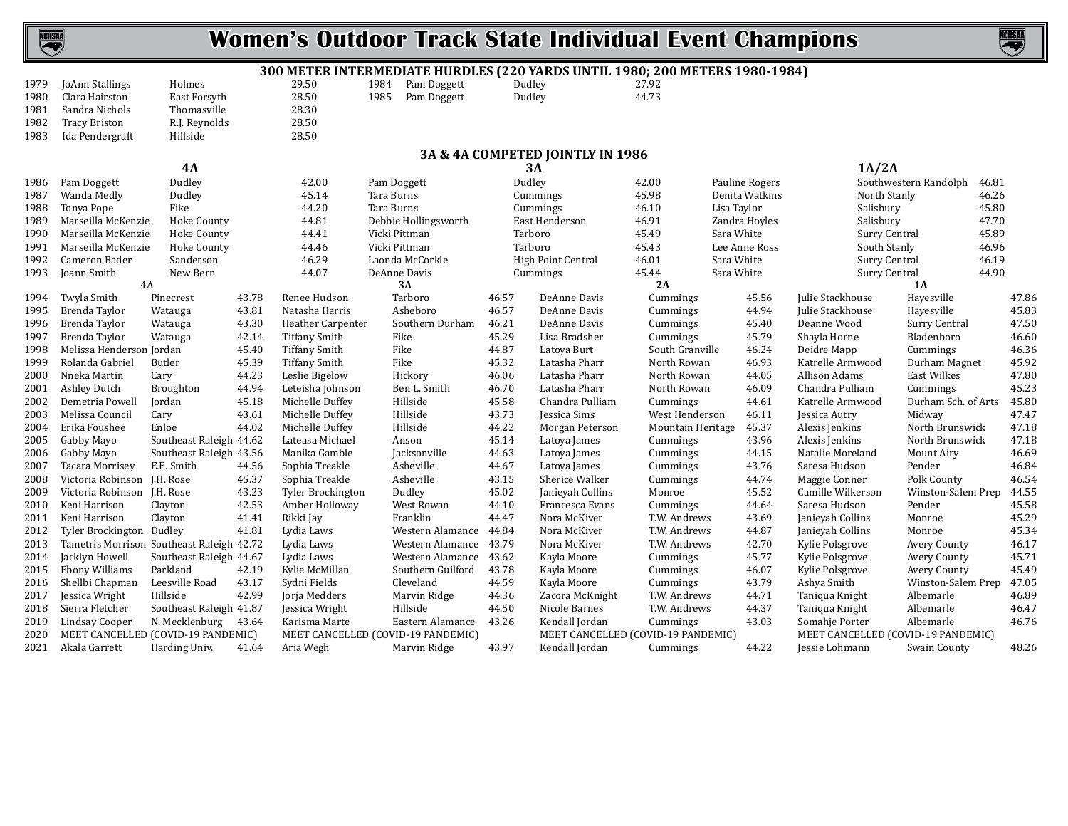# Women's Outdoor Track State Individual Event Champions

## 300 METER INTERMEDIATE HURDLES (220 YARDS UNTIL 1980; 200 METERS 1980-1984)

| Year | Name | School | Time |
|---|---|---|---|
| 1979 | JoAnn Stallings | Holmes | 29.50 |
| 1980 | Clara Hairston | East Forsyth | 28.50 |
| 1981 | Sandra Nichols | Thomasville | 28.30 |
| 1982 | Tracy Briston | R.J. Reynolds | 28.50 |
| 1983 | Ida Pendergraft | Hillside | 28.50 |
| 1984 | Pam Doggett | Dudley | 27.92 |
| 1985 | Pam Doggett | Dudley | 44.73 |

### 3A & 4A COMPETED JOINTLY IN 1986

| Year | 4A | | | 3A | | | 1A/2A | | |
|---|---|---|---|---|---|---|---|---|---|
| 1986 | Pam Doggett | Dudley | 42.00 | Pam Doggett | Dudley | 42.00 | Pauline Rogers | Southwestern Randolph | 46.81 |
| 1987 | Wanda Medly | Dudley | 45.14 | Tara Burns | Cummings | 45.98 | Denita Watkins | North Stanly | 46.26 |
| 1988 | Tonya Pope | Fike | 44.20 | Tara Burns | Cummings | 46.10 | Lisa Taylor | Salisbury | 45.80 |
| 1989 | Marseilla McKenzie | Hoke County | 44.81 | Debbie Hollingsworth | East Henderson | 46.91 | Zandra Hoyles | Salisbury | 47.70 |
| 1990 | Marseilla McKenzie | Hoke County | 44.41 | Vicki Pittman | Tarboro | 45.49 | Sara White | Surry Central | 45.89 |
| 1991 | Marseilla McKenzie | Hoke County | 44.46 | Vicki Pittman | Tarboro | 45.43 | Lee Anne Ross | South Stanly | 46.96 |
| 1992 | Cameron Bader | Sanderson | 46.29 | Laonda McCorkle | High Point Central | 46.01 | Sara White | Surry Central | 46.19 |
| 1993 | Joann Smith | New Bern | 44.07 | DeAnne Davis | Cummings | 45.44 | Sara White | Surry Central | 44.90 |

| Year | 4A | | | 3A | | | 2A | | | 1A | | |
|---|---|---|---|---|---|---|---|---|---|---|---|---|
| 1994 | Twyla Smith | Pinecrest | 43.78 | Renee Hudson | Tarboro | 46.57 | DeAnne Davis | Cummings | 45.56 | Julie Stackhouse | Hayesville | 47.86 |
| 1995 | Brenda Taylor | Watauga | 43.81 | Natasha Harris | Asheboro | 46.57 | DeAnne Davis | Cummings | 44.94 | Julie Stackhouse | Hayesville | 45.83 |
| 1996 | Brenda Taylor | Watauga | 43.30 | Heather Carpenter | Southern Durham | 46.21 | DeAnne Davis | Cummings | 45.40 | Deanne Wood | Surry Central | 47.50 |
| 1997 | Brenda Taylor | Watauga | 42.14 | Tiffany Smith | Fike | 45.29 | Lisa Bradsher | Cummings | 45.79 | Shayla Horne | Bladenboro | 46.60 |
| 1998 | Melissa Henderson | Jordan | 45.40 | Tiffany Smith | Fike | 44.87 | Latoya Burt | South Granville | 46.24 | Deidre Mapp | Cummings | 46.36 |
| 1999 | Rolanda Gabriel | Butler | 45.39 | Tiffany Smith | Fike | 45.32 | Latasha Pharr | North Rowan | 46.93 | Katrelle Armwood | Durham Magnet | 45.92 |
| 2000 | Nneka Martin | Cary | 44.23 | Leslie Bigelow | Hickory | 46.06 | Latasha Pharr | North Rowan | 44.05 | Allison Adams | East Wilkes | 47.80 |
| 2001 | Ashley Dutch | Broughton | 44.94 | Leteisha Johnson | Ben L. Smith | 46.70 | Latasha Pharr | North Rowan | 46.09 | Chandra Pulliam | Cummings | 45.23 |
| 2002 | Demetria Powell | Jordan | 45.18 | Michelle Duffey | Hillside | 45.58 | Chandra Pulliam | Cummings | 44.61 | Katrelle Armwood | Durham Sch. of Arts | 45.80 |
| 2003 | Melissa Council | Cary | 43.61 | Michelle Duffey | Hillside | 43.73 | Jessica Sims | West Henderson | 46.11 | Jessica Autry | Midway | 47.47 |
| 2004 | Erika Foushee | Enloe | 44.02 | Michelle Duffey | Hillside | 44.22 | Morgan Peterson | Mountain Heritage | 45.37 | Alexis Jenkins | North Brunswick | 47.18 |
| 2005 | Gabby Mayo | Southeast Raleigh | 44.62 | Lateasa Michael | Anson | 45.14 | Latoya James | Cummings | 43.96 | Alexis Jenkins | North Brunswick | 47.18 |
| 2006 | Gabby Mayo | Southeast Raleigh | 43.56 | Manika Gamble | Jacksonville | 44.63 | Latoya James | Cummings | 44.15 | Natalie Moreland | Mount Airy | 46.69 |
| 2007 | Tacara Morrisey | E.E. Smith | 44.56 | Sophia Treakle | Asheville | 44.67 | Latoya James | Cummings | 43.76 | Saresa Hudson | Pender | 46.84 |
| 2008 | Victoria Robinson | J.H. Rose | 45.37 | Sophia Treakle | Asheville | 43.15 | Sherice Walker | Cummings | 44.74 | Maggie Conner | Polk County | 46.54 |
| 2009 | Victoria Robinson | J.H. Rose | 43.23 | Tyler Brockington | Dudley | 45.02 | Janieyah Collins | Monroe | 45.52 | Camille Wilkerson | Winston-Salem Prep | 44.55 |
| 2010 | Keni Harrison | Clayton | 42.53 | Amber Holloway | West Rowan | 44.10 | Francesca Evans | Cummings | 44.64 | Saresa Hudson | Pender | 45.58 |
| 2011 | Keni Harrison | Clayton | 41.41 | Rikki Jay | Franklin | 44.47 | Nora McKiver | T.W. Andrews | 43.69 | Janieyah Collins | Monroe | 45.29 |
| 2012 | Tyler Brockington | Dudley | 41.81 | Lydia Laws | Western Alamance | 44.84 | Nora McKiver | T.W. Andrews | 44.87 | Janieyah Collins | Monroe | 45.34 |
| 2013 | Tametris Morrison | Southeast Raleigh | 42.72 | Lydia Laws | Western Alamance | 43.79 | Nora McKiver | T.W. Andrews | 42.70 | Kylie Polsgrove | Avery County | 46.17 |
| 2014 | Jacklyn Howell | Southeast Raleigh | 44.67 | Lydia Laws | Western Alamance | 43.62 | Kayla Moore | Cummings | 45.77 | Kylie Polsgrove | Avery County | 45.71 |
| 2015 | Ebony Williams | Parkland | 42.19 | Kylie McMillan | Southern Guilford | 43.78 | Kayla Moore | Cummings | 46.07 | Kylie Polsgrove | Avery County | 45.49 |
| 2016 | Shellbi Chapman | Leesville Road | 43.17 | Sydni Fields | Cleveland | 44.59 | Kayla Moore | Cummings | 43.79 | Ashya Smith | Winston-Salem Prep | 47.05 |
| 2017 | Jessica Wright | Hillside | 42.99 | Jorja Medders | Marvin Ridge | 44.36 | Zacora McKnight | T.W. Andrews | 44.71 | Taniqua Knight | Albemarle | 46.89 |
| 2018 | Sierra Fletcher | Southeast Raleigh | 41.87 | Jessica Wright | Hillside | 44.50 | Nicole Barnes | T.W. Andrews | 44.37 | Taniqua Knight | Albemarle | 46.47 |
| 2019 | Lindsay Cooper | N. Mecklenburg | 43.64 | Karisma Marte | Eastern Alamance | 43.26 | Kendall Jordan | Cummings | 43.03 | Somahje Porter | Albemarle | 46.76 |
| 2020 | MEET CANCELLED (COVID-19 PANDEMIC) | | | MEET CANCELLED (COVID-19 PANDEMIC) | | | MEET CANCELLED (COVID-19 PANDEMIC) | | | MEET CANCELLED (COVID-19 PANDEMIC) | | |
| 2021 | Akala Garrett | Harding Univ. | 41.64 | Aria Wegh | Marvin Ridge | 43.97 | Kendall Jordan | Cummings | 44.22 | Jessie Lohmann | Swain County | 48.26 |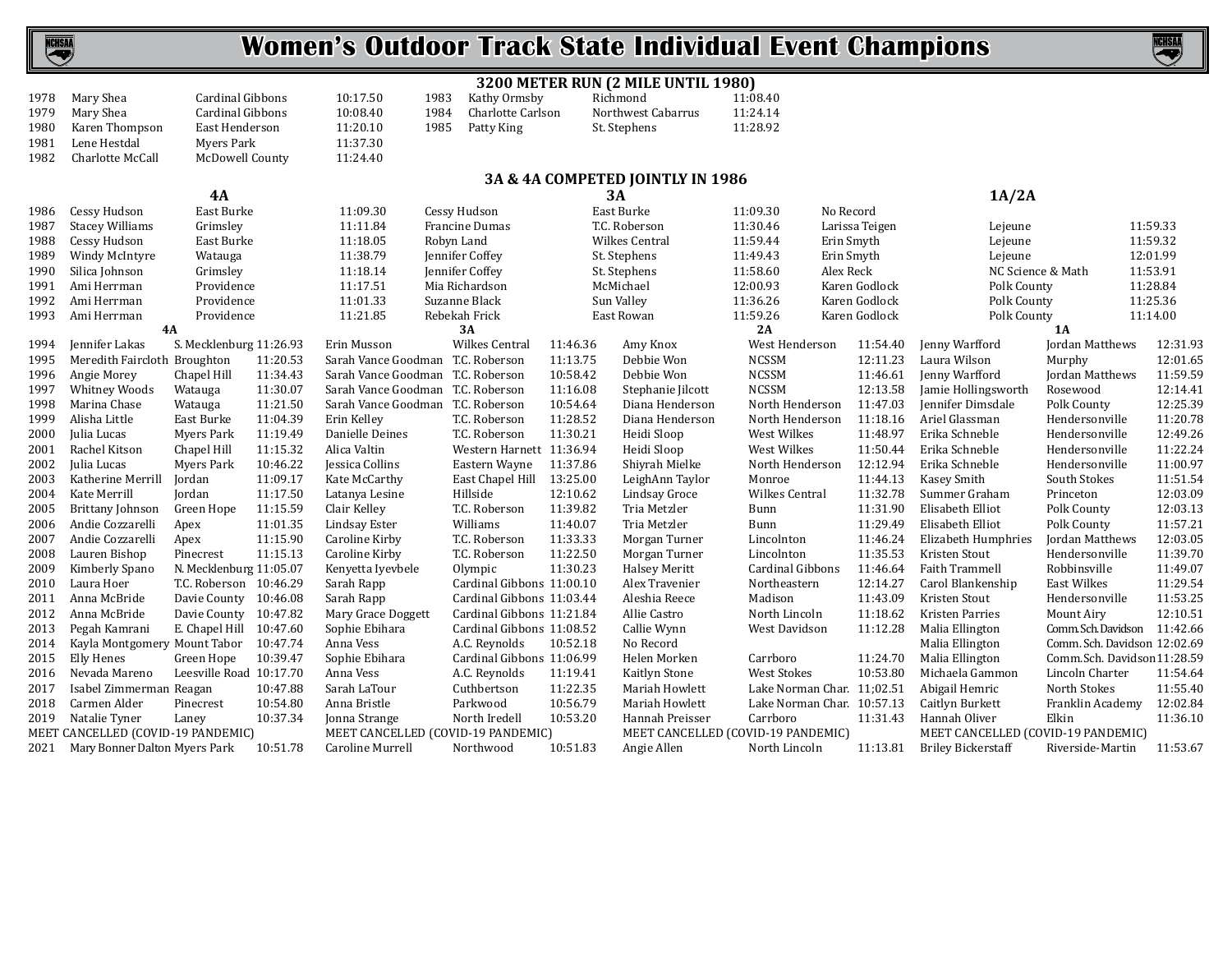# Women's Outdoor Track State Individual Event Champions

## 3200 METER RUN (2 MILE UNTIL 1980)

| Year | Name | School | Time |
|---|---|---|---|
| 1978 | Mary Shea | Cardinal Gibbons | 10:17.50 |
| 1979 | Mary Shea | Cardinal Gibbons | 10:08.40 |
| 1980 | Karen Thompson | East Henderson | 11:20.10 |
| 1981 | Lene Hestdal | Myers Park | 11:37.30 |
| 1982 | Charlotte McCall | McDowell County | 11:24.40 |
| 1983 | Kathy Ormsby | Richmond | 11:08.40 |
| 1984 | Charlotte Carlson | Northwest Cabarrus | 11:24.14 |
| 1985 | Patty King | St. Stephens | 11:28.92 |

### 3A & 4A COMPETED JOINTLY IN 1986

| Year | 4A | | | 3A | | | 1A/2A | | |
|---|---|---|---|---|---|---|---|---|---|
| 1986 | Cessy Hudson | East Burke | 11:09.30 | Cessy Hudson | East Burke | 11:09.30 | No Record | | |
| 1987 | Stacey Williams | Grimsley | 11:11.84 | Francine Dumas | T.C. Roberson | 11:30.46 | Larissa Teigen | Lejeune | 11:59.33 |
| 1988 | Cessy Hudson | East Burke | 11:18.05 | Robyn Land | Wilkes Central | 11:59.44 | Erin Smyth | Lejeune | 11:59.32 |
| 1989 | Windy McIntyre | Watauga | 11:38.79 | Jennifer Coffey | St. Stephens | 11:49.43 | Erin Smyth | Lejeune | 12:01.99 |
| 1990 | Silica Johnson | Grimsley | 11:18.14 | Jennifer Coffey | St. Stephens | 11:58.60 | Alex Reck | NC Science & Math | 11:53.91 |
| 1991 | Ami Herrman | Providence | 11:17.51 | Mia Richardson | McMichael | 12:00.93 | Karen Godlock | Polk County | 11:28.84 |
| 1992 | Ami Herrman | Providence | 11:01.33 | Suzanne Black | Sun Valley | 11:36.26 | Karen Godlock | Polk County | 11:25.36 |
| 1993 | Ami Herrman | Providence | 11:21.85 | Rebekah Frick | East Rowan | 11:59.26 | Karen Godlock | Polk County | 11:14.00 |

| Year | 4A | | | 3A | | | 2A | | | 1A | | |
|---|---|---|---|---|---|---|---|---|---|---|---|---|
| 1994 | Jennifer Lakas | S. Mecklenburg | 11:26.93 | Erin Musson | Wilkes Central | 11:46.36 | Amy Knox | West Henderson | 11:54.40 | Jenny Warfford | Jordan Matthews | 12:31.93 |
| 1995 | Meredith Faircloth | Broughton | 11:20.53 | Sarah Vance Goodman | T.C. Roberson | 11:13.75 | Debbie Won | NCSSM | 12:11.23 | Laura Wilson | Murphy | 12:01.65 |
| 1996 | Angie Morey | Chapel Hill | 11:34.43 | Sarah Vance Goodman | T.C. Roberson | 10:58.42 | Debbie Won | NCSSM | 11:46.61 | Jenny Warfford | Jordan Matthews | 11:59.59 |
| 1997 | Whitney Woods | Watauga | 11:30.07 | Sarah Vance Goodman | T.C. Roberson | 11:16.08 | Stephanie Jilcott | NCSSM | 12:13.58 | Jamie Hollingsworth | Rosewood | 12:14.41 |
| 1998 | Marina Chase | Watauga | 11:21.50 | Sarah Vance Goodman | T.C. Roberson | 10:54.64 | Diana Henderson | North Henderson | 11:47.03 | Jennifer Dimsdale | Polk County | 12:25.39 |
| 1999 | Alisha Little | East Burke | 11:04.39 | Erin Kelley | T.C. Roberson | 11:28.52 | Diana Henderson | North Henderson | 11:18.16 | Ariel Glassman | Hendersonville | 11:20.78 |
| 2000 | Julia Lucas | Myers Park | 11:19.49 | Danielle Deines | T.C. Roberson | 11:30.21 | Heidi Sloop | West Wilkes | 11:48.97 | Erika Schneble | Hendersonville | 12:49.26 |
| 2001 | Rachel Kitson | Chapel Hill | 11:15.32 | Alica Valtin | Western Harnett | 11:36.94 | Heidi Sloop | West Wilkes | 11:50.44 | Erika Schneble | Hendersonville | 11:22.24 |
| 2002 | Julia Lucas | Myers Park | 10:46.22 | Jessica Collins | Eastern Wayne | 11:37.86 | Shiyrah Mielke | North Henderson | 12:12.94 | Erika Schneble | Hendersonville | 11:00.97 |
| 2003 | Katherine Merrill | Jordan | 11:09.17 | Kate McCarthy | East Chapel Hill | 13:25.00 | LeighAnn Taylor | Monroe | 11:44.13 | Kasey Smith | South Stokes | 11:51.54 |
| 2004 | Kate Merrill | Jordan | 11:17.50 | Latanya Lesine | Hillside | 12:10.62 | Lindsay Groce | Wilkes Central | 11:32.78 | Summer Graham | Princeton | 12:03.09 |
| 2005 | Brittany Johnson | Green Hope | 11:15.59 | Clair Kelley | T.C. Roberson | 11:39.82 | Tria Metzler | Bunn | 11:31.90 | Elisabeth Elliot | Polk County | 12:03.13 |
| 2006 | Andie Cozzarelli | Apex | 11:01.35 | Lindsay Ester | Williams | 11:40.07 | Tria Metzler | Bunn | 11:29.49 | Elisabeth Elliot | Polk County | 11:57.21 |
| 2007 | Andie Cozzarelli | Apex | 11:15.90 | Caroline Kirby | T.C. Roberson | 11:33.33 | Morgan Turner | Lincolnton | 11:46.24 | Elizabeth Humphries | Jordan Matthews | 12:03.05 |
| 2008 | Lauren Bishop | Pinecrest | 11:15.13 | Caroline Kirby | T.C. Roberson | 11:22.50 | Morgan Turner | Lincolnton | 11:35.53 | Kristen Stout | Hendersonville | 11:39.70 |
| 2009 | Kimberly Spano | N. Mecklenburg | 11:05.07 | Kenyetta Iyevbele | Olympic | 11:30.23 | Halsey Meritt | Cardinal Gibbons | 11:46.64 | Faith Trammell | Robbinsville | 11:49.07 |
| 2010 | Laura Hoer | T.C. Roberson | 10:46.29 | Sarah Rapp | Cardinal Gibbons | 11:00.10 | Alex Travenier | Northeastern | 12:14.27 | Carol Blankenship | East Wilkes | 11:29.54 |
| 2011 | Anna McBride | Davie County | 10:46.08 | Sarah Rapp | Cardinal Gibbons | 11:03.44 | Aleshia Reece | Madison | 11:43.09 | Kristen Stout | Hendersonville | 11:53.25 |
| 2012 | Anna McBride | Davie County | 10:47.82 | Mary Grace Doggett | Cardinal Gibbons | 11:21.84 | Allie Castro | North Lincoln | 11:18.62 | Kristen Parries | Mount Airy | 12:10.51 |
| 2013 | Pegah Kamrani | E. Chapel Hill | 10:47.60 | Sophie Ebihara | Cardinal Gibbons | 11:08.52 | Callie Wynn | West Davidson | 11:12.28 | Malia Ellington | Comm.Sch.Davidson | 11:42.66 |
| 2014 | Kayla Montgomery | Mount Tabor | 10:47.74 | Anna Vess | A.C. Reynolds | 10:52.18 | No Record | | | Malia Ellington | Comm. Sch. Davidson | 12:02.69 |
| 2015 | Elly Henes | Green Hope | 10:39.47 | Sophie Ebihara | Cardinal Gibbons | 11:06.99 | Helen Morken | Carrboro | 11:24.70 | Malia Ellington | Comm.Sch. Davidson | 11:28.59 |
| 2016 | Nevada Mareno | Leesville Road | 10:17.70 | Anna Vess | A.C. Reynolds | 11:19.41 | Kaitlyn Stone | West Stokes | 10:53.80 | Michaela Gammon | Lincoln Charter | 11:54.64 |
| 2017 | Isabel Zimmerman | Reagan | 10:47.88 | Sarah LaTour | Cuthbertson | 11:22.35 | Mariah Howlett | Lake Norman Char. | 11;02.51 | Abigail Hemric | North Stokes | 11:55.40 |
| 2018 | Carmen Alder | Pinecrest | 10:54.80 | Anna Bristle | Parkwood | 10:56.79 | Mariah Howlett | Lake Norman Char. | 10:57.13 | Caitlyn Burkett | Franklin Academy | 12:02.84 |
| 2019 | Natalie Tyner | Laney | 10:37.34 | Jonna Strange | North Iredell | 10:53.20 | Hannah Preisser | Carrboro | 11:31.43 | Hannah Oliver | Elkin | 11:36.10 |
| | MEET CANCELLED (COVID-19 PANDEMIC) | | | MEET CANCELLED (COVID-19 PANDEMIC) | | | MEET CANCELLED (COVID-19 PANDEMIC) | | | MEET CANCELLED (COVID-19 PANDEMIC) | | |
| 2021 | Mary Bonner Dalton | Myers Park | 10:51.78 | Caroline Murrell | Northwood | 10:51.83 | Angie Allen | North Lincoln | 11:13.81 | Briley Bickerstaff | Riverside-Martin | 11:53.67 |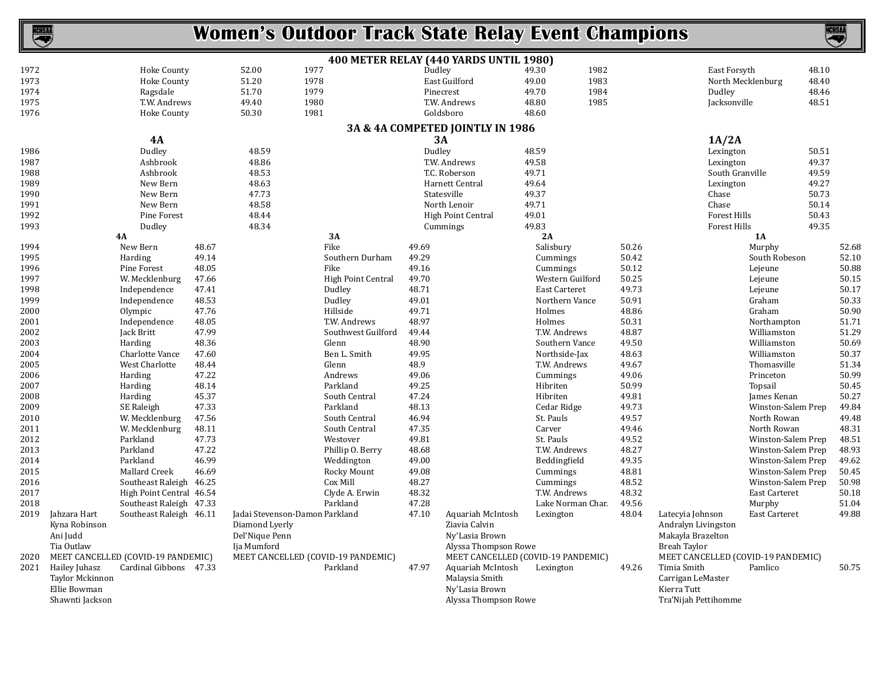# Women's Outdoor Track State Relay Event Champions

## 400 METER RELAY (440 YARDS UNTIL 1980)

| Year | School | Time | Year | School | Time | Year | School | Time |
|---|---|---|---|---|---|---|---|---|
| 1972 | Hoke County | 52.00 | 1977 | Dudley | 49.30 | 1982 | East Forsyth | 48.10 |
| 1973 | Hoke County | 51.20 | 1978 | East Guilford | 49.00 | 1983 | North Mecklenburg | 48.40 |
| 1974 | Ragsdale | 51.70 | 1979 | Pinecrest | 49.70 | 1984 | Dudley | 48.46 |
| 1975 | T.W. Andrews | 49.40 | 1980 | T.W. Andrews | 48.80 | 1985 | Jacksonville | 48.51 |
| 1976 | Hoke County | 50.30 | 1981 | Goldsboro | 48.60 | | | |

## 3A & 4A COMPETED JOINTLY IN 1986

| Year | 4A | Time | 3A | Time | 1A/2A | Time |
|---|---|---|---|---|---|---|
| 1986 | Dudley | 48.59 | Dudley | 48.59 | Lexington | 50.51 |
| 1987 | Ashbrook | 48.86 | T.W. Andrews | 49.58 | Lexington | 49.37 |
| 1988 | Ashbrook | 48.53 | T.C. Roberson | 49.71 | South Granville | 49.59 |
| 1989 | New Bern | 48.63 | Harnett Central | 49.64 | Lexington | 49.27 |
| 1990 | New Bern | 47.73 | Statesville | 49.37 | Chase | 50.73 |
| 1991 | New Bern | 48.58 | North Lenoir | 49.71 | Chase | 50.14 |
| 1992 | Pine Forest | 48.44 | High Point Central | 49.01 | Forest Hills | 50.43 |
| 1993 | Dudley | 48.34 | Cummings | 49.83 | Forest Hills | 49.35 |

| Year | 4A Runners | 4A | Time | 3A Runners | 3A | Time | 2A Runners | 2A | Time | 1A Runners | 1A | Time |
|---|---|---|---|---|---|---|---|---|---|---|---|---|
| 1994 | | New Bern | 48.67 | | Fike | 49.69 | | Salisbury | 50.26 | | Murphy | 52.68 |
| 1995 | | Harding | 49.14 | | Southern Durham | 49.29 | | Cummings | 50.42 | | South Robeson | 52.10 |
| 1996 | | Pine Forest | 48.05 | | Fike | 49.16 | | Cummings | 50.12 | | Lejeune | 50.88 |
| 1997 | | W. Mecklenburg | 47.66 | | High Point Central | 49.70 | | Western Guilford | 50.25 | | Lejeune | 50.15 |
| 1998 | | Independence | 47.41 | | Dudley | 48.71 | | East Carteret | 49.73 | | Lejeune | 50.17 |
| 1999 | | Independence | 48.53 | | Dudley | 49.01 | | Northern Vance | 50.91 | | Graham | 50.33 |
| 2000 | | Olympic | 47.76 | | Hillside | 49.71 | | Holmes | 48.86 | | Graham | 50.90 |
| 2001 | | Independence | 48.05 | | T.W. Andrews | 48.97 | | Holmes | 50.31 | | Northampton | 51.71 |
| 2002 | | Jack Britt | 47.99 | | Southwest Guilford | 49.44 | | T.W. Andrews | 48.87 | | Williamston | 51.29 |
| 2003 | | Harding | 48.36 | | Glenn | 48.90 | | Southern Vance | 49.50 | | Williamston | 50.69 |
| 2004 | | Charlotte Vance | 47.60 | | Ben L. Smith | 49.95 | | Northside-Jax | 48.63 | | Williamston | 50.37 |
| 2005 | | West Charlotte | 48.44 | | Glenn | 48.9 | | T.W. Andrews | 49.67 | | Thomasville | 51.34 |
| 2006 | | Harding | 47.22 | | Andrews | 49.06 | | Cummings | 49.06 | | Princeton | 50.99 |
| 2007 | | Harding | 48.14 | | Parkland | 49.25 | | Hibriten | 50.99 | | Topsail | 50.45 |
| 2008 | | Harding | 45.37 | | South Central | 47.24 | | Hibriten | 49.81 | | James Kenan | 50.27 |
| 2009 | | SE Raleigh | 47.33 | | Parkland | 48.13 | | Cedar Ridge | 49.73 | | Winston-Salem Prep | 49.84 |
| 2010 | | W. Mecklenburg | 47.56 | | South Central | 46.94 | | St. Pauls | 49.57 | | North Rowan | 49.48 |
| 2011 | | W. Mecklenburg | 48.11 | | South Central | 47.35 | | Carver | 49.46 | | North Rowan | 48.31 |
| 2012 | | Parkland | 47.73 | | Westover | 49.81 | | St. Pauls | 49.52 | | Winston-Salem Prep | 48.51 |
| 2013 | | Parkland | 47.22 | | Phillip O. Berry | 48.68 | | T.W. Andrews | 48.27 | | Winston-Salem Prep | 48.93 |
| 2014 | | Parkland | 46.99 | | Weddington | 49.00 | | Beddingfield | 49.35 | | Winston-Salem Prep | 49.62 |
| 2015 | | Mallard Creek | 46.69 | | Rocky Mount | 49.08 | | Cummings | 48.81 | | Winston-Salem Prep | 50.45 |
| 2016 | | Southeast Raleigh | 46.25 | | Cox Mill | 48.27 | | Cummings | 48.52 | | Winston-Salem Prep | 50.98 |
| 2017 | | High Point Central | 46.54 | | Clyde A. Erwin | 48.32 | | T.W. Andrews | 48.32 | | East Carteret | 50.18 |
| 2018 | | Southeast Raleigh | 47.33 | | Parkland | 47.28 | | Lake Norman Char. | 49.56 | | Murphy | 51.04 |
| 2019 | Jahzara Hart, Kyna Robinson, Ani Judd, Tia Outlaw | Southeast Raleigh | 46.11 | Jadai Stevenson-Damon, Diamond Lyerly, Del'Nique Penn, Ija Mumford | Parkland | 47.10 | Aquariah McIntosh, Ziavia Calvin, Ny'Lasia Brown, Alyssa Thompson Rowe | Lexington | 48.04 | Latecyia Johnson, Andralyn Livingston, Makayla Brazelton, Breah Taylor | East Carteret | 49.88 |
| 2020 | MEET CANCELLED (COVID-19 PANDEMIC) | | | MEET CANCELLED (COVID-19 PANDEMIC) | | | MEET CANCELLED (COVID-19 PANDEMIC) | | | MEET CANCELLED (COVID-19 PANDEMIC) | | |
| 2021 | Hailey Juhasz, Taylor Mckinnon, Ellie Bowman, Shawnti Jackson | Cardinal Gibbons | 47.33 | | Parkland | 47.97 | Aquariah McIntosh, Malaysia Smith, Ny'Lasia Brown, Alyssa Thompson Rowe | Lexington | 49.26 | Timia Smith, Carrigan LeMaster, Kierra Tutt, Tra'Nijah Pettihomme | Pamlico | 50.75 |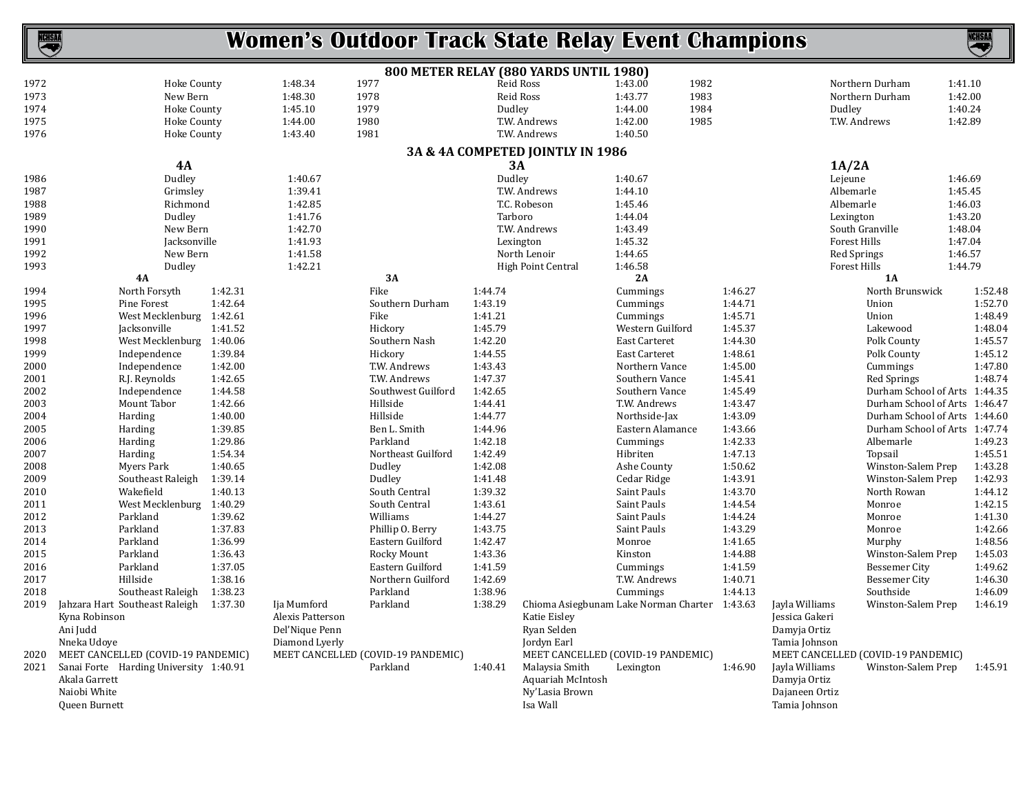# Women's Outdoor Track State Relay Event Champions

## 800 METER RELAY (880 YARDS UNTIL 1980)

| Year | School | Time | Year | School | Time | Year | School | Time |
|---|---|---|---|---|---|---|---|---|
| 1972 | Hoke County | 1:48.34 | 1977 | Reid Ross | 1:43.00 | 1982 | Northern Durham | 1:41.10 |
| 1973 | New Bern | 1:48.30 | 1978 | Reid Ross | 1:43.77 | 1983 | Northern Durham | 1:42.00 |
| 1974 | Hoke County | 1:45.10 | 1979 | Dudley | 1:44.00 | 1984 | Dudley | 1:40.24 |
| 1975 | Hoke County | 1:44.00 | 1980 | T.W. Andrews | 1:42.00 | 1985 | T.W. Andrews | 1:42.89 |
| 1976 | Hoke County | 1:43.40 | 1981 | T.W. Andrews | 1:40.50 | | | |

## 3A & 4A COMPETED JOINTLY IN 1986

| Year | 4A | Time | 3A | Time | 1A/2A | Time |
|---|---|---|---|---|---|---|
| 1986 | Dudley | 1:40.67 | Dudley | 1:40.67 | Lejeune | 1:46.69 |
| 1987 | Grimsley | 1:39.41 | T.W. Andrews | 1:44.10 | Albemarle | 1:45.45 |
| 1988 | Richmond | 1:42.85 | T.C. Robeson | 1:45.46 | Albemarle | 1:46.03 |
| 1989 | Dudley | 1:41.76 | Tarboro | 1:44.04 | Lexington | 1:43.20 |
| 1990 | New Bern | 1:42.70 | T.W. Andrews | 1:43.49 | South Granville | 1:48.04 |
| 1991 | Jacksonville | 1:41.93 | Lexington | 1:45.32 | Forest Hills | 1:47.04 |
| 1992 | New Bern | 1:41.58 | North Lenoir | 1:44.65 | Red Springs | 1:46.57 |
| 1993 | Dudley | 1:42.21 | High Point Central | 1:46.58 | Forest Hills | 1:44.79 |

| Year | 4A | Time | 3A | Time | 2A | Time | 1A | Time |
|---|---|---|---|---|---|---|---|---|
| 1994 | North Forsyth | 1:42.31 | Fike | 1:44.74 | Cummings | 1:46.27 | North Brunswick | 1:52.48 |
| 1995 | Pine Forest | 1:42.64 | Southern Durham | 1:43.19 | Cummings | 1:44.71 | Union | 1:52.70 |
| 1996 | West Mecklenburg | 1:42.61 | Fike | 1:41.21 | Cummings | 1:45.71 | Union | 1:48.49 |
| 1997 | Jacksonville | 1:41.52 | Hickory | 1:45.79 | Western Guilford | 1:45.37 | Lakewood | 1:48.04 |
| 1998 | West Mecklenburg | 1:40.06 | Southern Nash | 1:42.20 | East Carteret | 1:44.30 | Polk County | 1:45.57 |
| 1999 | Independence | 1:39.84 | Hickory | 1:44.55 | East Carteret | 1:48.61 | Polk County | 1:45.12 |
| 2000 | Independence | 1:42.00 | T.W. Andrews | 1:43.43 | Northern Vance | 1:45.00 | Cummings | 1:47.80 |
| 2001 | R.J. Reynolds | 1:42.65 | T.W. Andrews | 1:47.37 | Southern Vance | 1:45.41 | Red Springs | 1:48.74 |
| 2002 | Independence | 1:44.58 | Southwest Guilford | 1:42.65 | Southern Vance | 1:45.49 | Durham School of Arts | 1:44.35 |
| 2003 | Mount Tabor | 1:42.66 | Hillside | 1:44.41 | T.W. Andrews | 1:43.47 | Durham School of Arts | 1:46.47 |
| 2004 | Harding | 1:40.00 | Hillside | 1:44.77 | Northside-Jax | 1:43.09 | Durham School of Arts | 1:44.60 |
| 2005 | Harding | 1:39.85 | Ben L. Smith | 1:44.96 | Eastern Alamance | 1:43.66 | Durham School of Arts | 1:47.74 |
| 2006 | Harding | 1:29.86 | Parkland | 1:42.18 | Cummings | 1:42.33 | Albemarle | 1:49.23 |
| 2007 | Harding | 1:54.34 | Northeast Guilford | 1:42.49 | Hibriten | 1:47.13 | Topsail | 1:45.51 |
| 2008 | Myers Park | 1:40.65 | Dudley | 1:42.08 | Ashe County | 1:50.62 | Winston-Salem Prep | 1:43.28 |
| 2009 | Southeast Raleigh | 1:39.14 | Dudley | 1:41.48 | Cedar Ridge | 1:43.91 | Winston-Salem Prep | 1:42.93 |
| 2010 | Wakefield | 1:40.13 | South Central | 1:39.32 | Saint Pauls | 1:43.70 | North Rowan | 1:44.12 |
| 2011 | West Mecklenburg | 1:40.29 | South Central | 1:43.61 | Saint Pauls | 1:44.54 | Monroe | 1:42.15 |
| 2012 | Parkland | 1:39.62 | Williams | 1:44.27 | Saint Pauls | 1:44.24 | Monroe | 1:41.30 |
| 2013 | Parkland | 1:37.83 | Phillip O. Berry | 1:43.75 | Saint Pauls | 1:43.29 | Monroe | 1:42.66 |
| 2014 | Parkland | 1:36.99 | Eastern Guilford | 1:42.47 | Monroe | 1:41.65 | Murphy | 1:48.56 |
| 2015 | Parkland | 1:36.43 | Rocky Mount | 1:43.36 | Kinston | 1:44.88 | Winston-Salem Prep | 1:45.03 |
| 2016 | Parkland | 1:37.05 | Eastern Guilford | 1:41.59 | Cummings | 1:41.59 | Bessemer City | 1:49.62 |
| 2017 | Hillside | 1:38.16 | Northern Guilford | 1:42.69 | T.W. Andrews | 1:40.71 | Bessemer City | 1:46.30 |
| 2018 | Southeast Raleigh | 1:38.23 | Parkland | 1:38.96 | Cummings | 1:44.13 | Southside | 1:46.09 |
| 2019 | Southeast Raleigh (Jahzara Hart, Kyna Robinson, Ani Judd, Nneka Udoye) | 1:37.30 | Parkland (Ija Mumford, Alexis Patterson, Del'Nique Penn, Diamond Lyerly) | 1:38.29 | Lake Norman Charter (Chioma Asiegbunam, Katie Eisley, Ryan Selden, Jordyn Earl) | 1:43.63 | Winston-Salem Prep (Jayla Williams, Jessica Gakeri, Damyja Ortiz, Tamia Johnson) | 1:46.19 |
| 2020 | MEET CANCELLED (COVID-19 PANDEMIC) | | MEET CANCELLED (COVID-19 PANDEMIC) | | MEET CANCELLED (COVID-19 PANDEMIC) | | MEET CANCELLED (COVID-19 PANDEMIC) | |
| 2021 | Harding University (Sanai Forte, Akala Garrett, Naiobi White, Queen Burnett) | 1:40.91 | Parkland | 1:40.41 | Lexington (Malaysia Smith, Aquariah McIntosh, Ny'Lasia Brown, Isa Wall) | 1:46.90 | Winston-Salem Prep (Jayla Williams, Damyja Ortiz, Dajaneen Ortiz, Tamia Johnson) | 1:45.91 |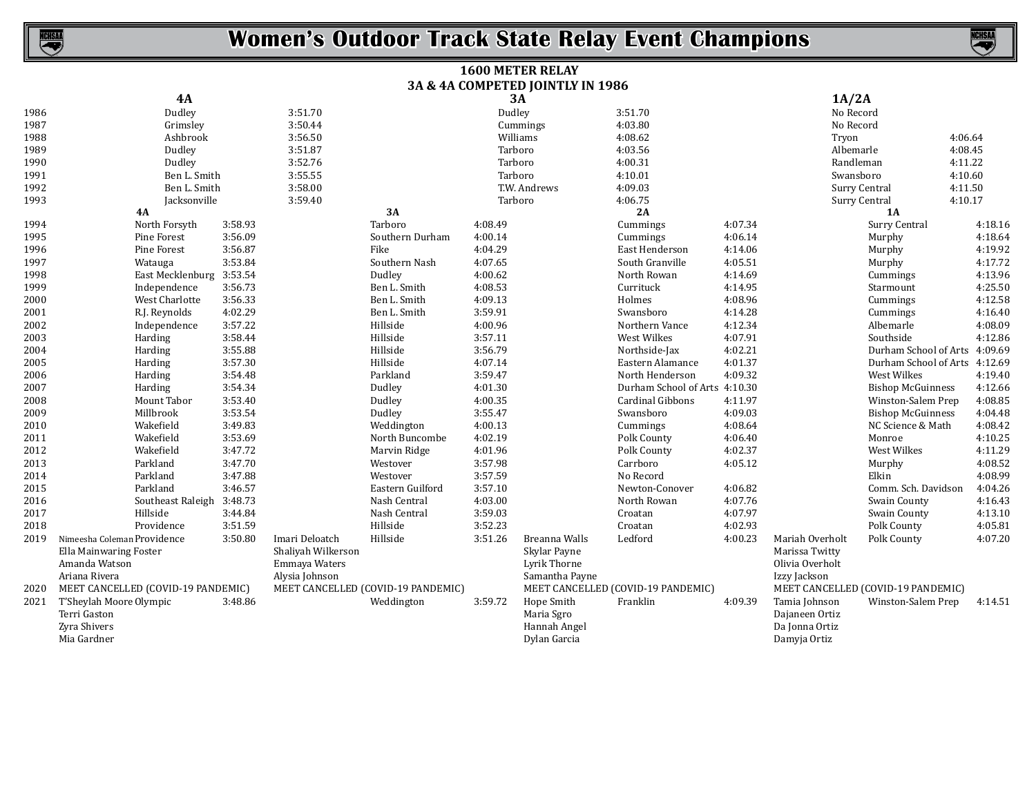# Women's Outdoor Track State Relay Event Champions

## 1600 METER RELAY

### 3A & 4A COMPETED JOINTLY IN 1986

| Year | 4A | Time | 3A | Time | 1A/2A | Time |
|---|---|---|---|---|---|---|
| 1986 | Dudley | 3:51.70 | Dudley | 3:51.70 | No Record | |
| 1987 | Grimsley | 3:50.44 | Cummings | 4:03.80 | No Record | |
| 1988 | Ashbrook | 3:56.50 | Williams | 4:08.62 | Tryon | 4:06.64 |
| 1989 | Dudley | 3:51.87 | Tarboro | 4:03.56 | Albemarle | 4:08.45 |
| 1990 | Dudley | 3:52.76 | Tarboro | 4:00.31 | Randleman | 4:11.22 |
| 1991 | Ben L. Smith | 3:55.55 | Tarboro | 4:10.01 | Swansboro | 4:10.60 |
| 1992 | Ben L. Smith | 3:58.00 | T.W. Andrews | 4:09.03 | Surry Central | 4:11.50 |
| 1993 | Jacksonville | 3:59.40 | Tarboro | 4:06.75 | Surry Central | 4:10.17 |

| Year | 4A Runners | 4A | Time | 3A Runners | 3A | Time | 2A Runners | 2A | Time | 1A Runners | 1A | Time |
|---|---|---|---|---|---|---|---|---|---|---|---|---|
| 1994 | | North Forsyth | 3:58.93 | | Tarboro | 4:08.49 | | Cummings | 4:07.34 | | Surry Central | 4:18.16 |
| 1995 | | Pine Forest | 3:56.09 | | Southern Durham | 4:00.14 | | Cummings | 4:06.14 | | Murphy | 4:18.64 |
| 1996 | | Pine Forest | 3:56.87 | | Fike | 4:04.29 | | East Henderson | 4:14.06 | | Murphy | 4:19.92 |
| 1997 | | Watauga | 3:53.84 | | Southern Nash | 4:07.65 | | South Granville | 4:05.51 | | Murphy | 4:17.72 |
| 1998 | | East Mecklenburg | 3:53.54 | | Dudley | 4:00.62 | | North Rowan | 4:14.69 | | Cummings | 4:13.96 |
| 1999 | | Independence | 3:56.73 | | Ben L. Smith | 4:08.53 | | Currituck | 4:14.95 | | Starmount | 4:25.50 |
| 2000 | | West Charlotte | 3:56.33 | | Ben L. Smith | 4:09.13 | | Holmes | 4:08.96 | | Cummings | 4:12.58 |
| 2001 | | R.J. Reynolds | 4:02.29 | | Ben L. Smith | 3:59.91 | | Swansboro | 4:14.28 | | Cummings | 4:16.40 |
| 2002 | | Independence | 3:57.22 | | Hillside | 4:00.96 | | Northern Vance | 4:12.34 | | Albemarle | 4:08.09 |
| 2003 | | Harding | 3:58.44 | | Hillside | 3:57.11 | | West Wilkes | 4:07.91 | | Southside | 4:12.86 |
| 2004 | | Harding | 3:55.88 | | Hillside | 3:56.79 | | Northside-Jax | 4:02.21 | | Durham School of Arts | 4:09.69 |
| 2005 | | Harding | 3:57.30 | | Hillside | 4:07.14 | | Eastern Alamance | 4:01.37 | | Durham School of Arts | 4:12.69 |
| 2006 | | Harding | 3:54.48 | | Parkland | 3:59.47 | | North Henderson | 4:09.32 | | West Wilkes | 4:19.40 |
| 2007 | | Harding | 3:54.34 | | Dudley | 4:01.30 | | Durham School of Arts | 4:10.30 | | Bishop McGuinness | 4:12.66 |
| 2008 | | Mount Tabor | 3:53.40 | | Dudley | 4:00.35 | | Cardinal Gibbons | 4:11.97 | | Winston-Salem Prep | 4:08.85 |
| 2009 | | Millbrook | 3:53.54 | | Dudley | 3:55.47 | | Swansboro | 4:09.03 | | Bishop McGuinness | 4:04.48 |
| 2010 | | Wakefield | 3:49.83 | | Weddington | 4:00.13 | | Cummings | 4:08.64 | | NC Science & Math | 4:08.42 |
| 2011 | | Wakefield | 3:53.69 | | North Buncombe | 4:02.19 | | Polk County | 4:06.40 | | Monroe | 4:10.25 |
| 2012 | | Wakefield | 3:47.72 | | Marvin Ridge | 4:01.96 | | Polk County | 4:02.37 | | West Wilkes | 4:11.29 |
| 2013 | | Parkland | 3:47.70 | | Westover | 3:57.98 | | Carrboro | 4:05.12 | | Murphy | 4:08.52 |
| 2014 | | Parkland | 3:47.88 | | Westover | 3:57.59 | | No Record | | | Elkin | 4:08.99 |
| 2015 | | Parkland | 3:46.57 | | Eastern Guilford | 3:57.10 | | Newton-Conover | 4:06.82 | | Comm. Sch. Davidson | 4:04.26 |
| 2016 | | Southeast Raleigh | 3:48.73 | | Nash Central | 4:03.00 | | North Rowan | 4:07.76 | | Swain County | 4:16.43 |
| 2017 | | Hillside | 3:44.84 | | Nash Central | 3:59.03 | | Croatan | 4:07.97 | | Swain County | 4:13.10 |
| 2018 | | Providence | 3:51.59 | | Hillside | 3:52.23 | | Croatan | 4:02.93 | | Polk County | 4:05.81 |
| 2019 | Nimeesha Coleman, Ella Mainwaring Foster, Amanda Watson, Ariana Rivera | Providence | 3:50.80 | Imari Deloatch, Shaliyah Wilkerson, Emmaya Waters, Alysia Johnson | Hillside | 3:51.26 | Breanna Walls, Skylar Payne, Lyrik Thorne, Samantha Payne | Ledford | 4:00.23 | Mariah Overholt, Marissa Twitty, Olivia Overholt, Izzy Jackson | Polk County | 4:07.20 |
| 2020 | MEET CANCELLED (COVID-19 PANDEMIC) | | | MEET CANCELLED (COVID-19 PANDEMIC) | | | MEET CANCELLED (COVID-19 PANDEMIC) | | | MEET CANCELLED (COVID-19 PANDEMIC) | | |
| 2021 | T'Sheylah Moore, Terri Gaston, Zyra Shivers, Mia Gardner | Olympic | 3:48.86 | | Weddington | 3:59.72 | Hope Smith, Maria Sgro, Hannah Angel, Dylan Garcia | Franklin | 4:09.39 | Tamia Johnson, Dajaneen Ortiz, Da Jonna Ortiz, Damyja Ortiz | Winston-Salem Prep | 4:14.51 |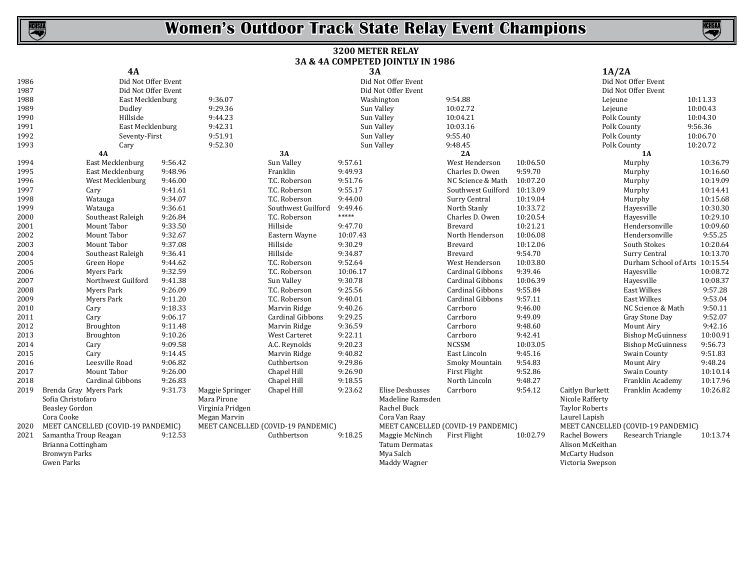# Women's Outdoor Track State Relay Event Champions

## 3200 METER RELAY

### 3A & 4A COMPETED JOINTLY IN 1986

| Year | 4A | Time | 3A | Time | 1A/2A | Time |
|---|---|---|---|---|---|---|
| 1986 | Did Not Offer Event | | Did Not Offer Event | | Did Not Offer Event | |
| 1987 | Did Not Offer Event | | Did Not Offer Event | | Did Not Offer Event | |
| 1988 | East Mecklenburg | 9:36.07 | Washington | 9:54.88 | Lejeune | 10:11.33 |
| 1989 | Dudley | 9:29.36 | Sun Valley | 10:02.72 | Lejeune | 10:00.43 |
| 1990 | Hillside | 9:44.23 | Sun Valley | 10:04.21 | Polk County | 10:04.30 |
| 1991 | East Mecklenburg | 9:42.31 | Sun Valley | 10:03.16 | Polk County | 9:56.36 |
| 1992 | Seventy-First | 9:51.91 | Sun Valley | 9:55.40 | Polk County | 10:06.70 |
| 1993 | Cary | 9:52.30 | Sun Valley | 9:48.45 | Polk County | 10:20.72 |

| Year | 4A Runners | 4A | Time | 3A Runners | 3A | Time | 2A Runners | 2A | Time | 1A Runners | 1A | Time |
|---|---|---|---|---|---|---|---|---|---|---|---|---|
| 1994 | | East Mecklenburg | 9:56.42 | | Sun Valley | 9:57.61 | | West Henderson | 10:06.50 | | Murphy | 10:36.79 |
| 1995 | | East Mecklenburg | 9:48.96 | | Franklin | 9:49.93 | | Charles D. Owen | 9:59.70 | | Murphy | 10:16.60 |
| 1996 | | West Mecklenburg | 9:46.00 | | T.C. Roberson | 9:51.76 | | NC Science & Math | 10:07.20 | | Murphy | 10:19.09 |
| 1997 | | Cary | 9:41.61 | | T.C. Roberson | 9:55.17 | | Southwest Guilford | 10:13.09 | | Murphy | 10:14.41 |
| 1998 | | Watauga | 9:34.07 | | T.C. Roberson | 9:44.00 | | Surry Central | 10:19.04 | | Murphy | 10:15.68 |
| 1999 | | Watauga | 9:36.61 | | Southwest Guilford | 9:49.46 | | North Stanly | 10:33.72 | | Hayesville | 10:30.30 |
| 2000 | | Southeast Raleigh | 9:26.84 | | T.C. Roberson | ***** | | Charles D. Owen | 10:20.54 | | Hayesville | 10:29.10 |
| 2001 | | Mount Tabor | 9:33.50 | | Hillside | 9:47.70 | | Brevard | 10:21.21 | | Hendersonville | 10:09.60 |
| 2002 | | Mount Tabor | 9:32.67 | | Eastern Wayne | 10:07.43 | | North Henderson | 10:06.08 | | Hendersonville | 9:55.25 |
| 2003 | | Mount Tabor | 9:37.08 | | Hillside | 9:30.29 | | Brevard | 10:12.06 | | South Stokes | 10:20.64 |
| 2004 | | Southeast Raleigh | 9:36.41 | | Hillside | 9:34.87 | | Brevard | 9:54.70 | | Surry Central | 10:13.70 |
| 2005 | | Green Hope | 9:44.62 | | T.C. Roberson | 9:52.64 | | West Henderson | 10:03.80 | | Durham School of Arts | 10:15.54 |
| 2006 | | Myers Park | 9:32.59 | | T.C. Roberson | 10:06.17 | | Cardinal Gibbons | 9:39.46 | | Hayesville | 10:08.72 |
| 2007 | | Northwest Guilford | 9:41.38 | | Sun Valley | 9:30.78 | | Cardinal Gibbons | 10:06.39 | | Hayesville | 10:08.37 |
| 2008 | | Myers Park | 9:26.09 | | T.C. Roberson | 9:25.56 | | Cardinal Gibbons | 9:55.84 | | East Wilkes | 9:57.28 |
| 2009 | | Myers Park | 9:11.20 | | T.C. Roberson | 9:40.01 | | Cardinal Gibbons | 9:57.11 | | East Wilkes | 9:53.04 |
| 2010 | | Cary | 9:18.33 | | Marvin Ridge | 9:40.26 | | Carrboro | 9:46.00 | | NC Science & Math | 9:50.11 |
| 2011 | | Cary | 9:06.17 | | Cardinal Gibbons | 9:29.25 | | Carrboro | 9:49.09 | | Gray Stone Day | 9:52.07 |
| 2012 | | Broughton | 9:11.48 | | Marvin Ridge | 9:36.59 | | Carrboro | 9:48.60 | | Mount Airy | 9:42.16 |
| 2013 | | Broughton | 9:10.26 | | West Carteret | 9:22.11 | | Carrboro | 9:42.41 | | Bishop McGuinness | 10:00.91 |
| 2014 | | Cary | 9:09.58 | | A.C. Reynolds | 9:20.23 | | NCSSM | 10:03.05 | | Bishop McGuinness | 9:56.73 |
| 2015 | | Cary | 9:14.45 | | Marvin Ridge | 9:40.82 | | East Lincoln | 9:45.16 | | Swain County | 9:51.83 |
| 2016 | | Leesville Road | 9:06.82 | | Cuthbertson | 9:29.86 | | Smoky Mountain | 9:54.83 | | Mount Airy | 9:48.24 |
| 2017 | | Mount Tabor | 9:26.00 | | Chapel Hill | 9:26.90 | | First Flight | 9:52.86 | | Swain County | 10:10.14 |
| 2018 | | Cardinal Gibbons | 9:26.83 | | Chapel Hill | 9:18.55 | | North Lincoln | 9:48.27 | | Franklin Academy | 10:17.96 |
| 2019 | Brenda Gray, Sofia Christofaro, Beasley Gordon, Cora Cooke | Myers Park | 9:31.73 | Maggie Springer, Mara Pirone, Virginia Pridgen, Megan Marvin | Chapel Hill | 9:23.62 | Elise Deshusses, Madeline Ramsden, Rachel Buck, Cora Van Raay | Carrboro | 9:54.12 | Caitlyn Burkett, Nicole Rafferty, Taylor Roberts, Laurel Lapish | Franklin Academy | 10:26.82 |
| 2020 | MEET CANCELLED (COVID-19 PANDEMIC) | | | MEET CANCELLED (COVID-19 PANDEMIC) | | | MEET CANCELLED (COVID-19 PANDEMIC) | | | MEET CANCELLED (COVID-19 PANDEMIC) | | |
| 2021 | Samantha Troup, Brianna Cottingham, Bronwyn Parks, Gwen Parks | Reagan | 9:12.53 | | Cuthbertson | 9:18.25 | Maggie McNinch, Tatum Dermatas, Mya Salch, Maddy Wagner | First Flight | 10:02.79 | Rachel Bowers, Alison McKeithan, McCarty Hudson, Victoria Swepson | Research Triangle | 10:13.74 |